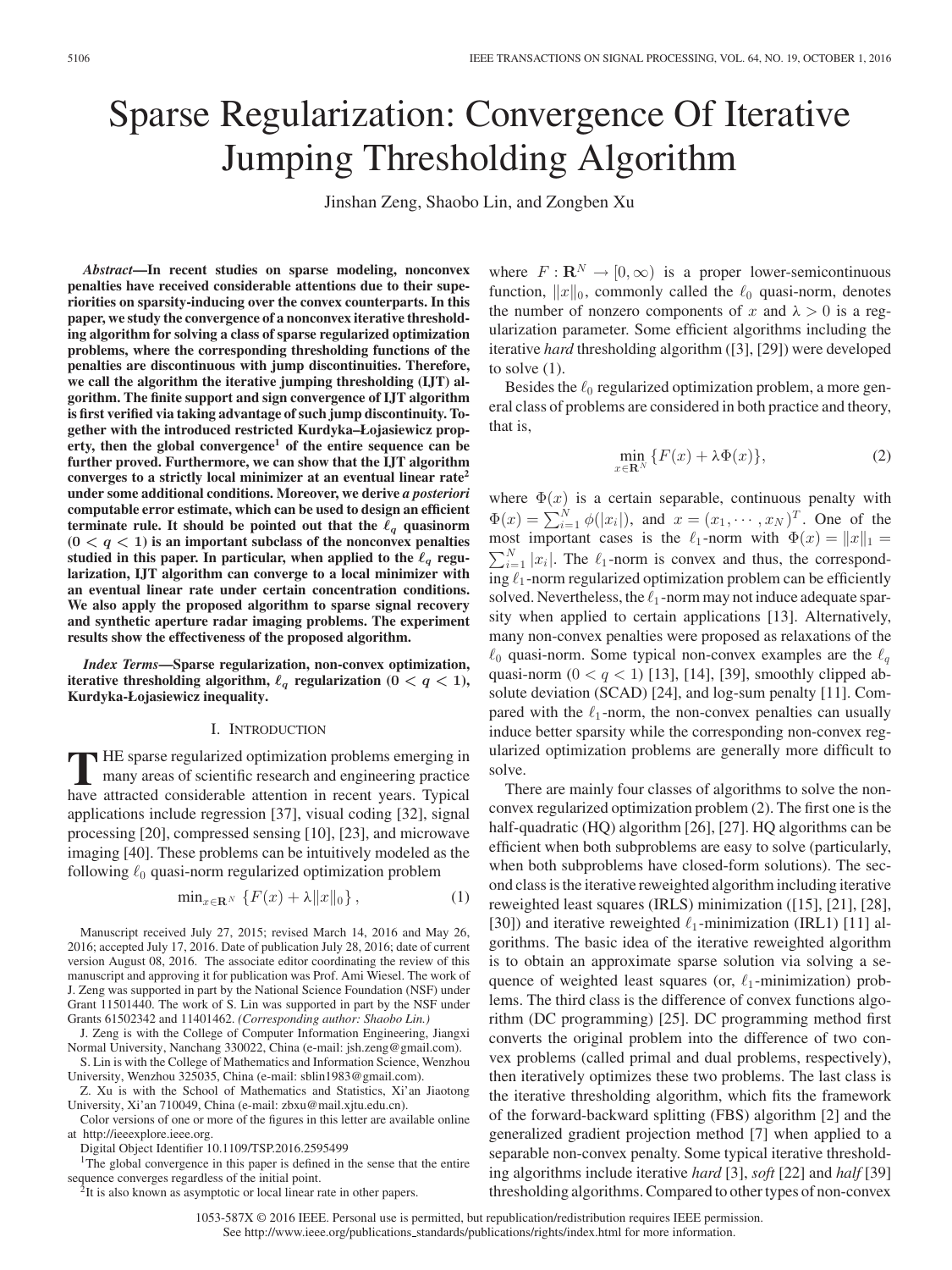# Sparse Regularization: Convergence Of Iterative Jumping Thresholding Algorithm

Jinshan Zeng, Shaobo Lin, and Zongben Xu

***Abstract*—In recent studies on sparse modeling, nonconvex penalties have received considerable attentions due to their superiorities on sparsity-inducing over the convex counterparts. In this paper, we study the convergence of a nonconvex iterative thresholding algorithm for solving a class of sparse regularized optimization problems, where the corresponding thresholding functions of the penalties are discontinuous with jump discontinuities. Therefore, we call the algorithm the iterative jumping thresholding (IJT) algorithm. The finite support and sign convergence of IJT algorithm is first verified via taking advantage of such jump discontinuity. Together with the introduced restricted Kurdyka–Łojasiewicz property[1], then the global convergence[1] of the entire sequence can be further proved. Furthermore, we can show that the IJT algorithm converges to a strictly local minimizer at an eventual linear rate[2] under some additional conditions. Moreover, we derive *a posteriori* computable error estimate, which can be used to design an efficient terminate rule. It should be pointed out that the $\ell_q$ quasinorm ($0 < q < 1$) is an important subclass of the nonconvex penalties studied in this paper. In particular, when applied to the $\ell_q$ regularization, IJT algorithm can converge to a local minimizer with an eventual linear rate under certain concentration conditions. We also apply the proposed algorithm to sparse signal recovery and synthetic aperture radar imaging problems. The experiment results show the effectiveness of the proposed algorithm.**

***Index Terms*—Sparse regularization, non-convex optimization, iterative thresholding algorithm, $\ell_q$ regularization ($0 < q < 1$), Kurdyka-Łojasiewicz inequality.**

## I. Introduction

The sparse regularized optimization problems emerging in many areas of scientific research and engineering practice have attracted considerable attention in recent years. Typical applications include regression [37], visual coding [32], signal processing [20], compressed sensing [10], [23], and microwave imaging [40]. These problems can be intuitively modeled as the following $\ell_0$ quasi-norm regularized optimization problem

$$\min_{x\in\mathbf{R}^N} \{F(x) + \lambda\|x\|_0\}, \tag{1}$$

where $F : \mathbf{R}^N \to [0, \infty)$ is a proper lower-semicontinuous function, $\|x\|_0$, commonly called the $\ell_0$ quasi-norm, denotes the number of nonzero components of $x$ and $\lambda > 0$ is a regularization parameter. Some efficient algorithms including the iterative *hard* thresholding algorithm ([3], [29]) were developed to solve (1).

Besides the $\ell_0$ regularized optimization problem, a more general class of problems are considered in both practice and theory, that is,

$$\min_{x\in\mathbf{R}^N} \{F(x) + \lambda\Phi(x)\}, \tag{2}$$

where $\Phi(x)$ is a certain separable, continuous penalty with $\Phi(x) = \sum_{i=1}^N \phi(|x_i|)$, and $x = (x_1, \cdots, x_N)^T$. One of the most important cases is the $\ell_1$-norm with $\Phi(x) = \|x\|_1 = \sum_{i=1}^N |x_i|$. The $\ell_1$-norm is convex and thus, the corresponding $\ell_1$-norm regularized optimization problem can be efficiently solved. Nevertheless, the $\ell_1$-norm may not induce adequate sparsity when applied to certain applications [13]. Alternatively, many non-convex penalties were proposed as relaxations of the $\ell_0$ quasi-norm. Some typical non-convex examples are the $\ell_q$ quasi-norm ($0 < q < 1$) [13], [14], [39], smoothly clipped absolute deviation (SCAD) [24], and log-sum penalty [11]. Compared with the $\ell_1$-norm, the non-convex penalties can usually induce better sparsity while the corresponding non-convex regularized optimization problems are generally more difficult to solve.

There are mainly four classes of algorithms to solve the non-convex regularized optimization problem (2). The first one is the half-quadratic (HQ) algorithm [26], [27]. HQ algorithms can be efficient when both subproblems are easy to solve (particularly, when both subproblems have closed-form solutions). The second class is the iterative reweighted algorithm including iterative reweighted least squares (IRLS) minimization ([15], [21], [28], [30]) and iterative reweighted $\ell_1$-minimization (IRL1) [11] algorithms. The basic idea of the iterative reweighted algorithm is to obtain an approximate sparse solution via solving a sequence of weighted least squares (or, $\ell_1$-minimization) problems. The third class is the difference of convex functions algorithm (DC programming) [25]. DC programming method first converts the original problem into the difference of two convex problems (called primal and dual problems, respectively), then iteratively optimizes these two problems. The last class is the iterative thresholding algorithm, which fits the framework of the forward-backward splitting (FBS) algorithm [2] and the generalized gradient projection method [7] when applied to a separable non-convex penalty. Some typical iterative thresholding algorithms include iterative *hard* [3], *soft* [22] and *half* [39] thresholding algorithms. Compared to other types of non-convex

---

Manuscript received July 27, 2015; revised March 14, 2016 and May 26, 2016; accepted July 17, 2016. Date of publication July 28, 2016; date of current version August 08, 2016. The associate editor coordinating the review of this manuscript and approving it for publication was Prof. Ami Wiesel. The work of J. Zeng was supported in part by the National Science Foundation (NSF) under Grant 11501440. The work of S. Lin was supported in part by the NSF under Grants 61502342 and 11401462. *(Corresponding author: Shaobo Lin.)*

J. Zeng is with the College of Computer Information Engineering, Jiangxi Normal University, Nanchang 330022, China (e-mail: jsh.zeng@gmail.com).

S. Lin is with the College of Mathematics and Information Science, Wenzhou University, Wenzhou 325035, China (e-mail: sblin1983@gmail.com).

Z. Xu is with the School of Mathematics and Statistics, Xi'an Jiaotong University, Xi'an 710049, China (e-mail: zbxu@mail.xjtu.edu.cn).

Color versions of one or more of the figures in this letter are available online at http://ieeexplore.ieee.org.

Digital Object Identifier 10.1109/TSP.2016.2595499

[1]The global convergence in this paper is defined in the sense that the entire sequence converges regardless of the initial point.

[2]It is also known as asymptotic or local linear rate in other papers.

1053-587X © 2016 IEEE. Personal use is permitted, but republication/redistribution requires IEEE permission. See http://www.ieee.org/publications_standards/publications/rights/index.html for more information.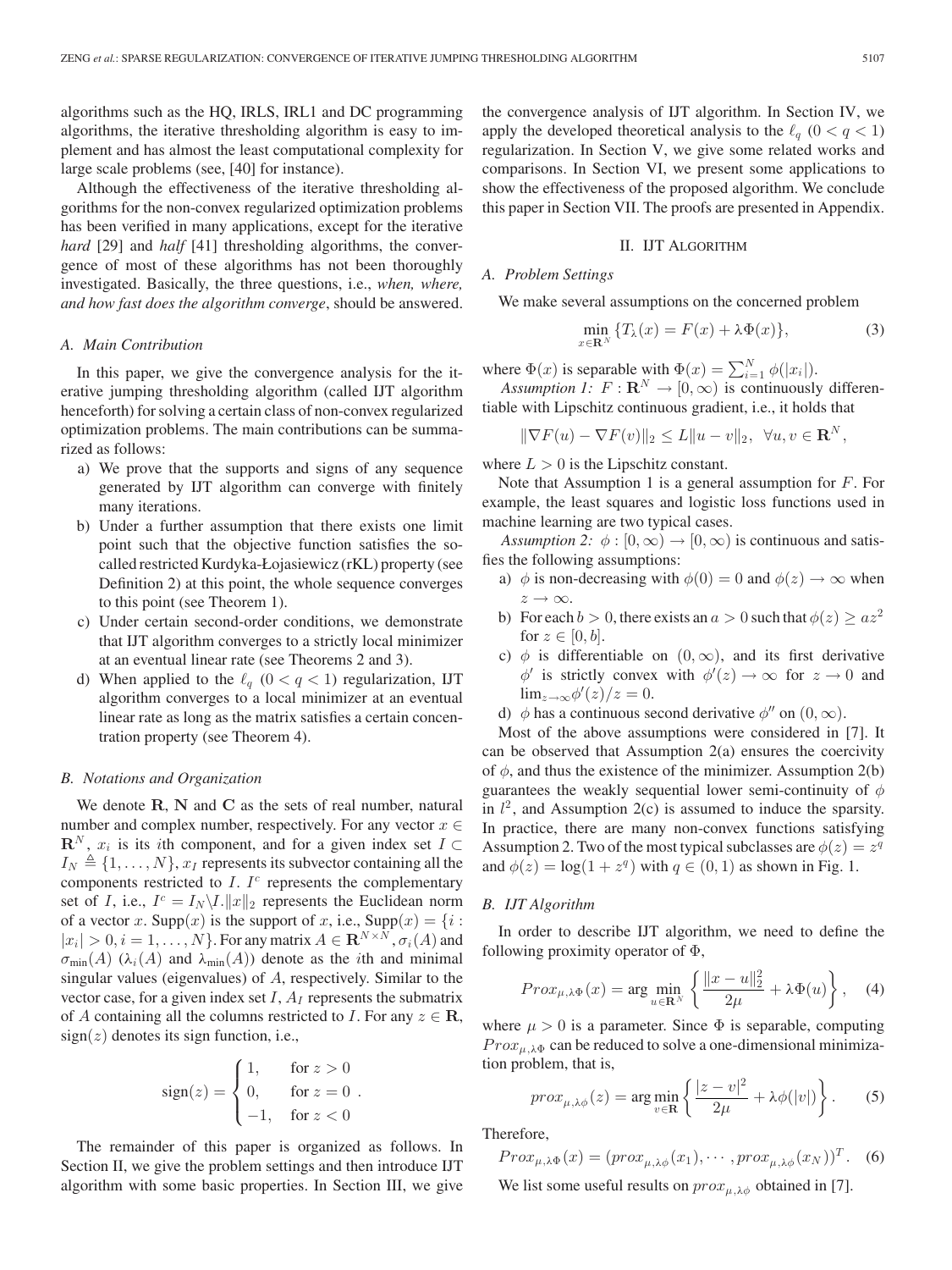algorithms such as the HQ, IRLS, IRL1 and DC programming algorithms, the iterative thresholding algorithm is easy to implement and has almost the least computational complexity for large scale problems (see, [40] for instance).

Although the effectiveness of the iterative thresholding algorithms for the non-convex regularized optimization problems has been verified in many applications, except for the iterative *hard* [29] and *half* [41] thresholding algorithms, the convergence of most of these algorithms has not been thoroughly investigated. Basically, the three questions, i.e., *when, where, and how fast does the algorithm converge*, should be answered.

### A. Main Contribution

In this paper, we give the convergence analysis for the iterative jumping thresholding algorithm (called IJT algorithm henceforth) for solving a certain class of non-convex regularized optimization problems. The main contributions can be summarized as follows:

a) We prove that the supports and signs of any sequence generated by IJT algorithm can converge with finitely many iterations.

b) Under a further assumption that there exists one limit point such that the objective function satisfies the so-called restricted Kurdyka-Łojasiewicz (rKL) property (see Definition 2) at this point, the whole sequence converges to this point (see Theorem 1).

c) Under certain second-order conditions, we demonstrate that IJT algorithm converges to a strictly local minimizer at an eventual linear rate (see Theorems 2 and 3).

d) When applied to the $\ell_q$ $(0 < q < 1)$ regularization, IJT algorithm converges to a local minimizer at an eventual linear rate as long as the matrix satisfies a certain concentration property (see Theorem 4).

### B. Notations and Organization

We denote $\mathbf{R}$, $\mathbf{N}$ and $\mathbf{C}$ as the sets of real number, natural number and complex number, respectively. For any vector $x \in \mathbf{R}^N$, $x_i$ is its $i$th component, and for a given index set $I \subset I_N \triangleq \{1, \ldots, N\}$, $x_I$ represents its subvector containing all the components restricted to $I$. $I^c$ represents the complementary set of $I$, i.e., $I^c = I_N \backslash I$. $\|x\|_2$ represents the Euclidean norm of a vector $x$. Supp$(x)$ is the support of $x$, i.e., Supp$(x) = \{i : |x_i| > 0, i = 1, \ldots, N\}$. For any matrix $A \in \mathbf{R}^{N \times N}$, $\sigma_i(A)$ and $\sigma_{\min}(A)$ ($\lambda_i(A)$ and $\lambda_{\min}(A)$) denote as the $i$th and minimal singular values (eigenvalues) of $A$, respectively. Similar to the vector case, for a given index set $I$, $A_I$ represents the submatrix of $A$ containing all the columns restricted to $I$. For any $z \in \mathbf{R}$, $\text{sign}(z)$ denotes its sign function, i.e.,

$$\text{sign}(z) = \begin{cases} 1, & \text{for } z > 0 \\ 0, & \text{for } z = 0 \\ -1, & \text{for } z < 0 \end{cases}.$$

The remainder of this paper is organized as follows. In Section II, we give the problem settings and then introduce IJT algorithm with some basic properties. In Section III, we give the convergence analysis of IJT algorithm. In Section IV, we apply the developed theoretical analysis to the $\ell_q$ $(0 < q < 1)$ regularization. In Section V, we give some related works and comparisons. In Section VI, we present some applications to show the effectiveness of the proposed algorithm. We conclude this paper in Section VII. The proofs are presented in Appendix.

## II. IJT Algorithm

### A. Problem Settings

We make several assumptions on the concerned problem

$$\min_{x \in \mathbf{R}^N} \{T_\lambda(x) = F(x) + \lambda \Phi(x)\}, \tag{3}$$

where $\Phi(x)$ is separable with $\Phi(x) = \sum_{i=1}^N \phi(|x_i|)$.

*Assumption 1:* $F : \mathbf{R}^N \to [0, \infty)$ is continuously differentiable with Lipschitz continuous gradient, i.e., it holds that

$$\|\nabla F(u) - \nabla F(v)\|_2 \leq L\|u - v\|_2, \;\; \forall u, v \in \mathbf{R}^N,$$

where $L > 0$ is the Lipschitz constant.

Note that Assumption 1 is a general assumption for $F$. For example, the least squares and logistic loss functions used in machine learning are two typical cases.

*Assumption 2:* $\phi : [0, \infty) \to [0, \infty)$ is continuous and satisfies the following assumptions:

a) $\phi$ is non-decreasing with $\phi(0) = 0$ and $\phi(z) \to \infty$ when $z \to \infty$.

b) For each $b > 0$, there exists an $a > 0$ such that $\phi(z) \geq az^2$ for $z \in [0, b]$.

c) $\phi$ is differentiable on $(0, \infty)$, and its first derivative $\phi'$ is strictly convex with $\phi'(z) \to \infty$ for $z \to 0$ and $\lim_{z \to \infty} \phi'(z)/z = 0$.

d) $\phi$ has a continuous second derivative $\phi''$ on $(0, \infty)$.

Most of the above assumptions were considered in [7]. It can be observed that Assumption 2(a) ensures the coercivity of $\phi$, and thus the existence of the minimizer. Assumption 2(b) guarantees the weakly sequential lower semi-continuity of $\phi$ in $l^2$, and Assumption 2(c) is assumed to induce the sparsity. In practice, there are many non-convex functions satisfying Assumption 2. Two of the most typical subclasses are $\phi(z) = z^q$ and $\phi(z) = \log(1 + z^q)$ with $q \in (0, 1)$ as shown in Fig. 1.

### B. IJT Algorithm

In order to describe IJT algorithm, we need to define the following proximity operator of $\Phi$,

$$Prox_{\mu, \lambda\Phi}(x) = \arg\min_{u \in \mathbf{R}^N} \left\{ \frac{\|x - u\|_2^2}{2\mu} + \lambda \Phi(u) \right\}, \tag{4}$$

where $\mu > 0$ is a parameter. Since $\Phi$ is separable, computing $Prox_{\mu, \lambda\Phi}$ can be reduced to solve a one-dimensional minimization problem, that is,

$$prox_{\mu, \lambda\phi}(z) = \arg\min_{v \in \mathbf{R}} \left\{ \frac{|z - v|^2}{2\mu} + \lambda \phi(|v|) \right\}. \tag{5}$$

Therefore,

$$Prox_{\mu, \lambda\Phi}(x) = (prox_{\mu, \lambda\phi}(x_1), \cdots, prox_{\mu, \lambda\phi}(x_N))^T. \tag{6}$$

We list some useful results on $prox_{\mu, \lambda\phi}$ obtained in [7].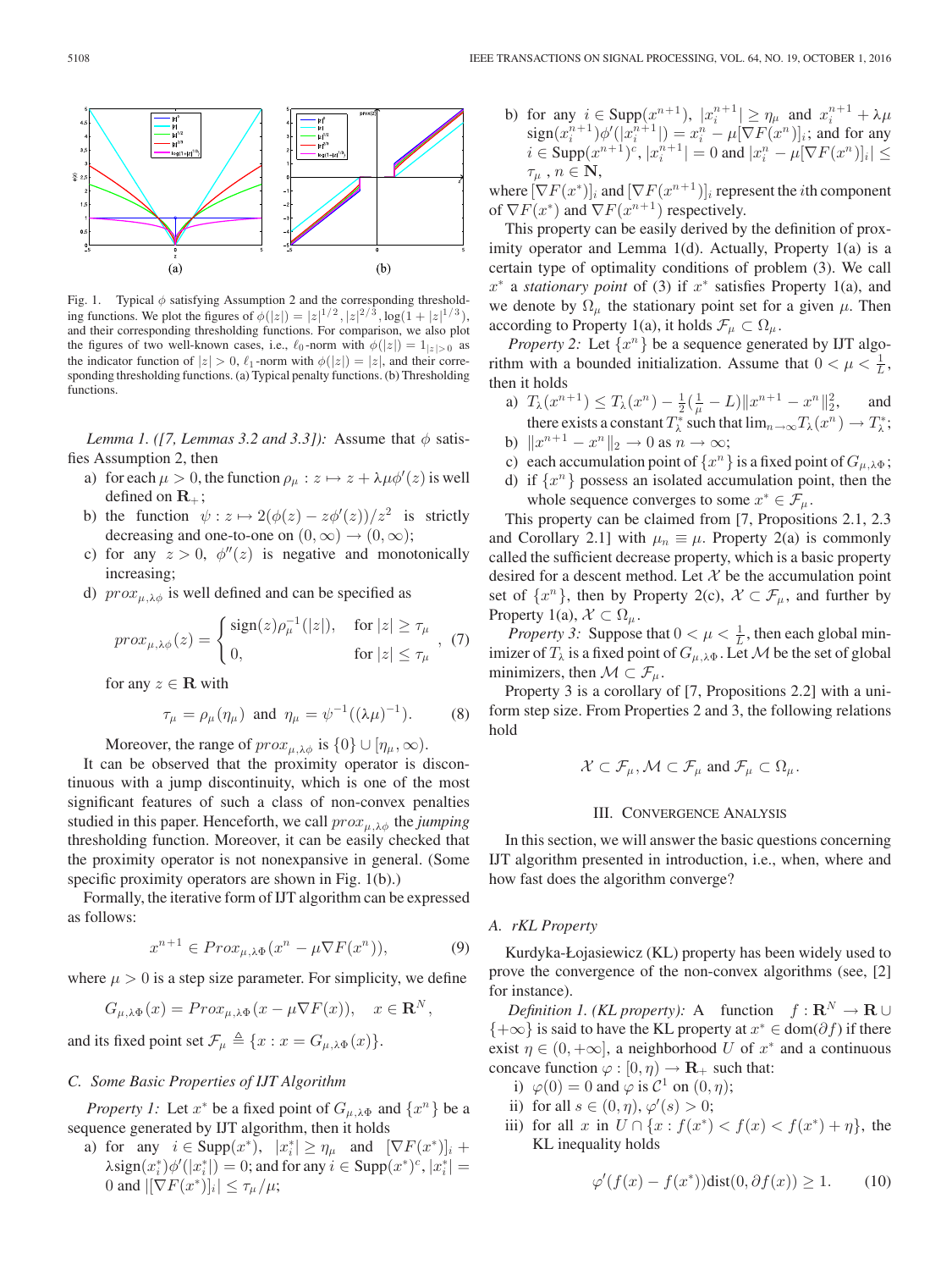Fig. 1. Typical $\phi$ satisfying Assumption 2 and the corresponding thresholding functions. We plot the figures of $\phi(|z|) = |z|^{1/2}, |z|^{2/3}, \log(1+|z|^{1/3})$, and their corresponding thresholding functions. For comparison, we also plot the figures of two well-known cases, i.e., $\ell_0$-norm with $\phi(|z|) = 1_{|z|>0}$ as the indicator function of $|z| > 0$, $\ell_1$-norm with $\phi(|z|) = |z|$, and their corresponding thresholding functions. (a) Typical penalty functions. (b) Thresholding functions.

*Lemma 1. ([7, Lemmas 3.2 and 3.3]):* Assume that $\phi$ satisfies Assumption 2, then

a) for each $\mu > 0$, the function $\rho_\mu : z \mapsto z + \lambda\mu\phi'(z)$ is well defined on $\mathbf{R}_+$;

b) the function $\psi : z \mapsto 2(\phi(z) - z\phi'(z))/z^2$ is strictly decreasing and one-to-one on $(0, \infty) \to (0, \infty)$;

c) for any $z > 0$, $\phi''(z)$ is negative and monotonically increasing;

d) $prox_{\mu,\lambda\phi}$ is well defined and can be specified as

$$prox_{\mu,\lambda\phi}(z) = \begin{cases} \text{sign}(z)\rho_\mu^{-1}(|z|), & \text{for } |z| \geq \tau_\mu \\ 0, & \text{for } |z| \leq \tau_\mu \end{cases}, \quad (7)$$

for any $z \in \mathbf{R}$ with

$$\tau_\mu = \rho_\mu(\eta_\mu) \text{ and } \eta_\mu = \psi^{-1}((\lambda\mu)^{-1}). \quad (8)$$

Moreover, the range of $prox_{\mu,\lambda\phi}$ is $\{0\} \cup [\eta_\mu, \infty)$.

It can be observed that the proximity operator is discontinuous with a jump discontinuity, which is one of the most significant features of such a class of non-convex penalties studied in this paper. Henceforth, we call $prox_{\mu,\lambda\phi}$ the *jumping* thresholding function. Moreover, it can be easily checked that the proximity operator is not nonexpansive in general. (Some specific proximity operators are shown in Fig. 1(b).)

Formally, the iterative form of IJT algorithm can be expressed as follows:

$$x^{n+1} \in Prox_{\mu,\lambda\Phi}(x^n - \mu\nabla F(x^n)), \quad (9)$$

where $\mu > 0$ is a step size parameter. For simplicity, we define

$$G_{\mu,\lambda\Phi}(x) = Prox_{\mu,\lambda\Phi}(x - \mu\nabla F(x)), \quad x \in \mathbf{R}^N,$$

and its fixed point set $\mathcal{F}_\mu \triangleq \{x : x = G_{\mu,\lambda\Phi}(x)\}$.

### C. Some Basic Properties of IJT Algorithm

*Property 1:* Let $x^*$ be a fixed point of $G_{\mu,\lambda\Phi}$ and $\{x^n\}$ be a sequence generated by IJT algorithm, then it holds

a) for any $i \in \text{Supp}(x^*)$, $|x_i^*| \geq \eta_\mu$ and $[\nabla F(x^*)]_i + \lambda \text{sign}(x_i^*)\phi'(|x_i^*|) = 0$; and for any $i \in \text{Supp}(x^*)^c$, $|x_i^*| = 0$ and $|[\nabla F(x^*)]_i| \leq \tau_\mu/\mu$;

b) for any $i \in \text{Supp}(x^{n+1})$, $|x_i^{n+1}| \geq \eta_\mu$ and $x_i^{n+1} + \lambda\mu\, \text{sign}(x_i^{n+1})\phi'(|x_i^{n+1}|) = x_i^n - \mu[\nabla F(x^n)]_i$; and for any $i \in \text{Supp}(x^{n+1})^c$, $|x_i^{n+1}| = 0$ and $|x_i^n - \mu[\nabla F(x^n)]_i| \leq \tau_\mu$, $n \in \mathbf{N}$,

where $[\nabla F(x^*)]_i$ and $[\nabla F(x^{n+1})]_i$ represent the $i$th component of $\nabla F(x^*)$ and $\nabla F(x^{n+1})$ respectively.

This property can be easily derived by the definition of proximity operator and Lemma 1(d). Actually, Property 1(a) is a certain type of optimality conditions of problem (3). We call $x^*$ a *stationary point* of (3) if $x^*$ satisfies Property 1(a), and we denote by $\Omega_\mu$ the stationary point set for a given $\mu$. Then according to Property 1(a), it holds $\mathcal{F}_\mu \subset \Omega_\mu$.

*Property 2:* Let $\{x^n\}$ be a sequence generated by IJT algorithm with a bounded initialization. Assume that $0 < \mu < \frac{1}{L}$, then it holds

a) $T_\lambda(x^{n+1}) \leq T_\lambda(x^n) - \frac{1}{2}(\frac{1}{\mu} - L)\|x^{n+1} - x^n\|_2^2$, and there exists a constant $T_\lambda^*$ such that $\lim_{n\to\infty} T_\lambda(x^n) \to T_\lambda^*$;

b) $\|x^{n+1} - x^n\|_2 \to 0$ as $n \to \infty$;

c) each accumulation point of $\{x^n\}$ is a fixed point of $G_{\mu,\lambda\Phi}$;

d) if $\{x^n\}$ possess an isolated accumulation point, then the whole sequence converges to some $x^* \in \mathcal{F}_\mu$.

This property can be claimed from [7, Propositions 2.1, 2.3 and Corollary 2.1] with $\mu_n \equiv \mu$. Property 2(a) is commonly called the sufficient decrease property, which is a basic property desired for a descent method. Let $\mathcal{X}$ be the accumulation point set of $\{x^n\}$, then by Property 2(c), $\mathcal{X} \subset \mathcal{F}_\mu$, and further by Property 1(a), $\mathcal{X} \subset \Omega_\mu$.

*Property 3:* Suppose that $0 < \mu < \frac{1}{L}$, then each global minimizer of $T_\lambda$ is a fixed point of $G_{\mu,\lambda\Phi}$. Let $\mathcal{M}$ be the set of global minimizers, then $\mathcal{M} \subset \mathcal{F}_\mu$.

Property 3 is a corollary of [7, Propositions 2.2] with a uniform step size. From Properties 2 and 3, the following relations hold

$$\mathcal{X} \subset \mathcal{F}_\mu, \mathcal{M} \subset \mathcal{F}_\mu \text{ and } \mathcal{F}_\mu \subset \Omega_\mu.$$

## III. Convergence Analysis

In this section, we will answer the basic questions concerning IJT algorithm presented in introduction, i.e., when, where and how fast does the algorithm converge?

### A. rKL Property

Kurdyka-Łojasiewicz (KL) property has been widely used to prove the convergence of the non-convex algorithms (see, [2] for instance).

*Definition 1. (KL property):* A function $f : \mathbf{R}^N \to \mathbf{R} \cup \{+\infty\}$ is said to have the KL property at $x^* \in \text{dom}(\partial f)$ if there exist $\eta \in (0, +\infty]$, a neighborhood $U$ of $x^*$ and a continuous concave function $\varphi : [0, \eta) \to \mathbf{R}_+$ such that:

i) $\varphi(0) = 0$ and $\varphi$ is $\mathcal{C}^1$ on $(0, \eta)$;

ii) for all $s \in (0, \eta)$, $\varphi'(s) > 0$;

iii) for all $x$ in $U \cap \{x : f(x^*) < f(x) < f(x^*) + \eta\}$, the KL inequality holds

$$\varphi'(f(x) - f(x^*))\text{dist}(0, \partial f(x)) \geq 1. \quad (10)$$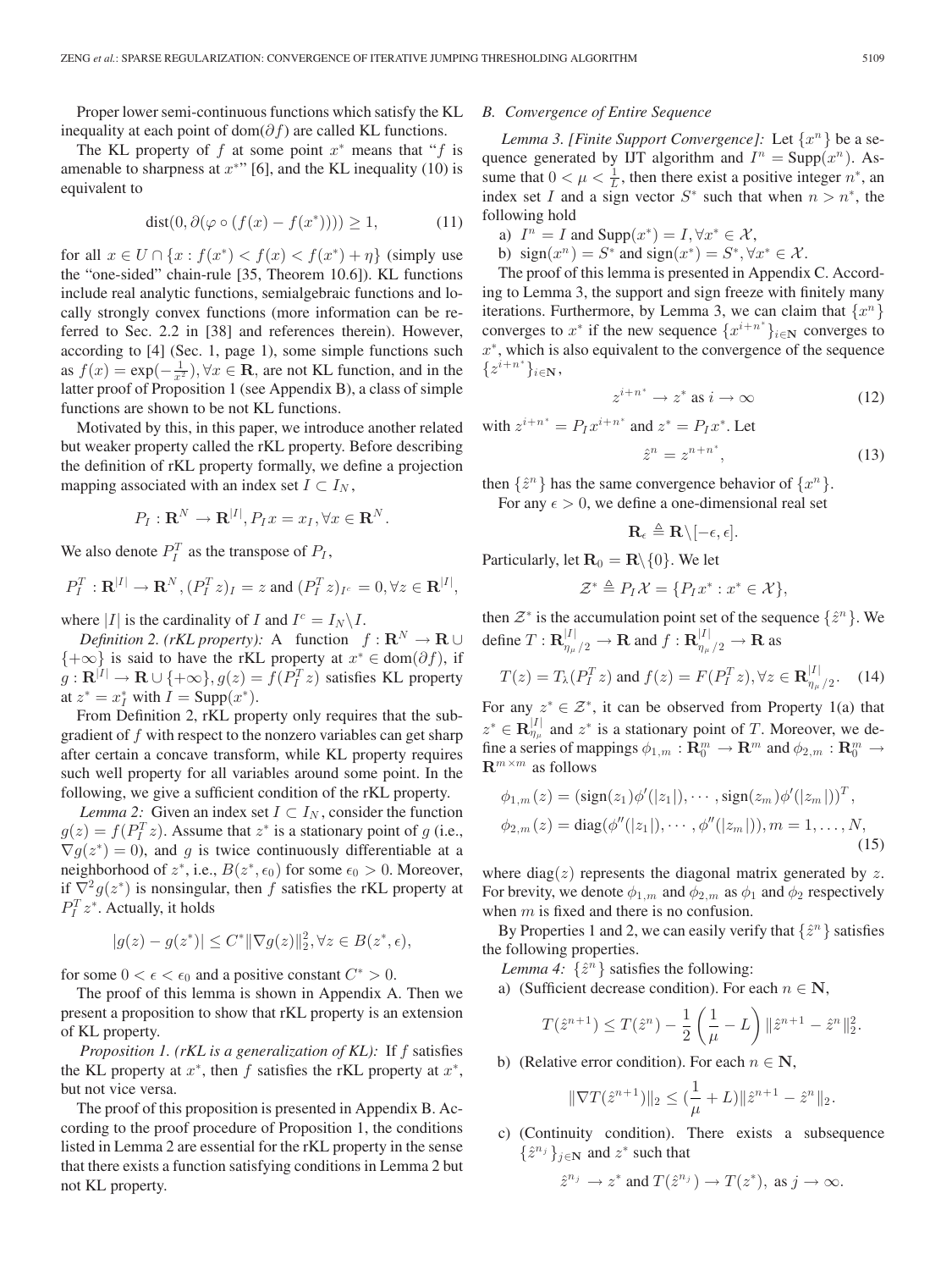Proper lower semi-continuous functions which satisfy the KL inequality at each point of dom($\partial f$) are called KL functions.

The KL property of $f$ at some point $x^*$ means that "$f$ is amenable to sharpness at $x^*$" [6], and the KL inequality (10) is equivalent to

$$\mathrm{dist}(0, \partial(\varphi \circ (f(x) - f(x^*)))) \geq 1, \tag{11}$$

for all $x \in U \cap \{x : f(x^*) < f(x) < f(x^*) + \eta\}$ (simply use the "one-sided" chain-rule [35, Theorem 10.6]). KL functions include real analytic functions, semialgebraic functions and locally strongly convex functions (more information can be referred to Sec. 2.2 in [38] and references therein). However, according to [4] (Sec. 1, page 1), some simple functions such as $f(x) = \exp(-\frac{1}{x^2}), \forall x \in \mathbf{R}$, are not KL function, and in the latter proof of Proposition 1 (see Appendix B), a class of simple functions are shown to be not KL functions.

Motivated by this, in this paper, we introduce another related but weaker property called the rKL property. Before describing the definition of rKL property formally, we define a projection mapping associated with an index set $I \subset I_N$,

$$P_I : \mathbf{R}^N \to \mathbf{R}^{|I|}, P_I x = x_I, \forall x \in \mathbf{R}^N.$$

We also denote $P_I^T$ as the transpose of $P_I$,

$$P_I^T : \mathbf{R}^{|I|} \to \mathbf{R}^N, (P_I^T z)_I = z \text{ and } (P_I^T z)_{I^c} = 0, \forall z \in \mathbf{R}^{|I|},$$

where $|I|$ is the cardinality of $I$ and $I^c = I_N \backslash I$.

*Definition 2. (rKL property):* A function $f : \mathbf{R}^N \to \mathbf{R} \cup \{+\infty\}$ is said to have the rKL property at $x^* \in \mathrm{dom}(\partial f)$, if $g : \mathbf{R}^{|I|} \to \mathbf{R} \cup \{+\infty\}, g(z) = f(P_I^T z)$ satisfies KL property at $z^* = x_I^*$ with $I = \mathrm{Supp}(x^*)$.

From Definition 2, rKL property only requires that the subgradient of $f$ with respect to the nonzero variables can get sharp after certain a concave transform, while KL property requires such well property for all variables around some point. In the following, we give a sufficient condition of the rKL property.

*Lemma 2:* Given an index set $I \subset I_N$, consider the function $g(z) = f(P_I^T z)$. Assume that $z^*$ is a stationary point of $g$ (i.e., $\nabla g(z^*) = 0$), and $g$ is twice continuously differentiable at a neighborhood of $z^*$, i.e., $B(z^*, \epsilon_0)$ for some $\epsilon_0 > 0$. Moreover, if $\nabla^2 g(z^*)$ is nonsingular, then $f$ satisfies the rKL property at $P_I^T z^*$. Actually, it holds

$$|g(z) - g(z^*)| \leq C^* \|\nabla g(z)\|_2^2, \forall z \in B(z^*, \epsilon),$$

for some $0 < \epsilon < \epsilon_0$ and a positive constant $C^* > 0$.

The proof of this lemma is shown in Appendix A. Then we present a proposition to show that rKL property is an extension of KL property.

*Proposition 1. (rKL is a generalization of KL):* If $f$ satisfies the KL property at $x^*$, then $f$ satisfies the rKL property at $x^*$, but not vice versa.

The proof of this proposition is presented in Appendix B. According to the proof procedure of Proposition 1, the conditions listed in Lemma 2 are essential for the rKL property in the sense that there exists a function satisfying conditions in Lemma 2 but not KL property.

## B. Convergence of Entire Sequence

*Lemma 3. [Finite Support Convergence]:* Let $\{x^n\}$ be a sequence generated by IJT algorithm and $I^n = \mathrm{Supp}(x^n)$. Assume that $0 < \mu < \frac{1}{L}$, then there exist a positive integer $n^*$, an index set $I$ and a sign vector $S^*$ such that when $n > n^*$, the following hold

a) $I^n = I$ and $\mathrm{Supp}(x^*) = I, \forall x^* \in \mathcal{X}$,

b) $\mathrm{sign}(x^n) = S^*$ and $\mathrm{sign}(x^*) = S^*, \forall x^* \in \mathcal{X}$.

The proof of this lemma is presented in Appendix C. According to Lemma 3, the support and sign freeze with finitely many iterations. Furthermore, by Lemma 3, we can claim that $\{x^n\}$ converges to $x^*$ if the new sequence $\{x^{i+n^*}\}_{i \in \mathbf{N}}$ converges to $x^*$, which is also equivalent to the convergence of the sequence $\{z^{i+n^*}\}_{i \in \mathbf{N}}$,

$$z^{i+n^*} \to z^* \text{ as } i \to \infty \tag{12}$$

with $z^{i+n^*} = P_I x^{i+n^*}$ and $z^* = P_I x^*$. Let

$$\hat{z}^n = z^{n+n^*}, \tag{13}$$

then $\{\hat{z}^n\}$ has the same convergence behavior of $\{x^n\}$.

For any $\epsilon > 0$, we define a one-dimensional real set

$$\mathbf{R}_\epsilon \triangleq \mathbf{R} \backslash [-\epsilon, \epsilon].$$

Particularly, let $\mathbf{R}_0 = \mathbf{R} \backslash \{0\}$. We let

$$\mathcal{Z}^* \triangleq P_I \mathcal{X} = \{P_I x^* : x^* \in \mathcal{X}\},$$

then $\mathcal{Z}^*$ is the accumulation point set of the sequence $\{\hat{z}^n\}$. We define $T : \mathbf{R}_{\eta_\mu/2}^{|I|} \to \mathbf{R}$ and $f : \mathbf{R}_{\eta_\mu/2}^{|I|} \to \mathbf{R}$ as

$$T(z) = T_\lambda(P_I^T z) \text{ and } f(z) = F(P_I^T z), \forall z \in \mathbf{R}_{\eta_\mu/2}^{|I|}. \tag{14}$$

For any $z^* \in \mathcal{Z}^*$, it can be observed from Property 1(a) that $z^* \in \mathbf{R}_{\eta_\mu}^{|I|}$ and $z^*$ is a stationary point of $T$. Moreover, we define a series of mappings $\phi_{1,m} : \mathbf{R}_0^m \to \mathbf{R}^m$ and $\phi_{2,m} : \mathbf{R}_0^m \to \mathbf{R}^{m \times m}$ as follows

$$\begin{aligned} \phi_{1,m}(z) &= (\mathrm{sign}(z_1)\phi'(|z_1|), \cdots, \mathrm{sign}(z_m)\phi'(|z_m|))^T, \\ \phi_{2,m}(z) &= \mathrm{diag}(\phi''(|z_1|), \cdots, \phi''(|z_m|)), m = 1, \ldots, N, \end{aligned} \tag{15}$$

where $\mathrm{diag}(z)$ represents the diagonal matrix generated by $z$. For brevity, we denote $\phi_{1,m}$ and $\phi_{2,m}$ as $\phi_1$ and $\phi_2$ respectively when $m$ is fixed and there is no confusion.

By Properties 1 and 2, we can easily verify that $\{\hat{z}^n\}$ satisfies the following properties.

*Lemma 4:* $\{\hat{z}^n\}$ satisfies the following:

a) (Sufficient decrease condition). For each $n \in \mathbf{N}$,

$$T(\hat{z}^{n+1}) \leq T(\hat{z}^n) - \frac{1}{2}\left(\frac{1}{\mu} - L\right)\|\hat{z}^{n+1} - \hat{z}^n\|_2^2.$$

b) (Relative error condition). For each $n \in \mathbf{N}$,

$$\|\nabla T(\hat{z}^{n+1})\|_2 \leq (\frac{1}{\mu} + L)\|\hat{z}^{n+1} - \hat{z}^n\|_2.$$

c) (Continuity condition). There exists a subsequence $\{\hat{z}^{n_j}\}_{j \in \mathbf{N}}$ and $z^*$ such that

$$\hat{z}^{n_j} \to z^* \text{ and } T(\hat{z}^{n_j}) \to T(z^*), \text{ as } j \to \infty.$$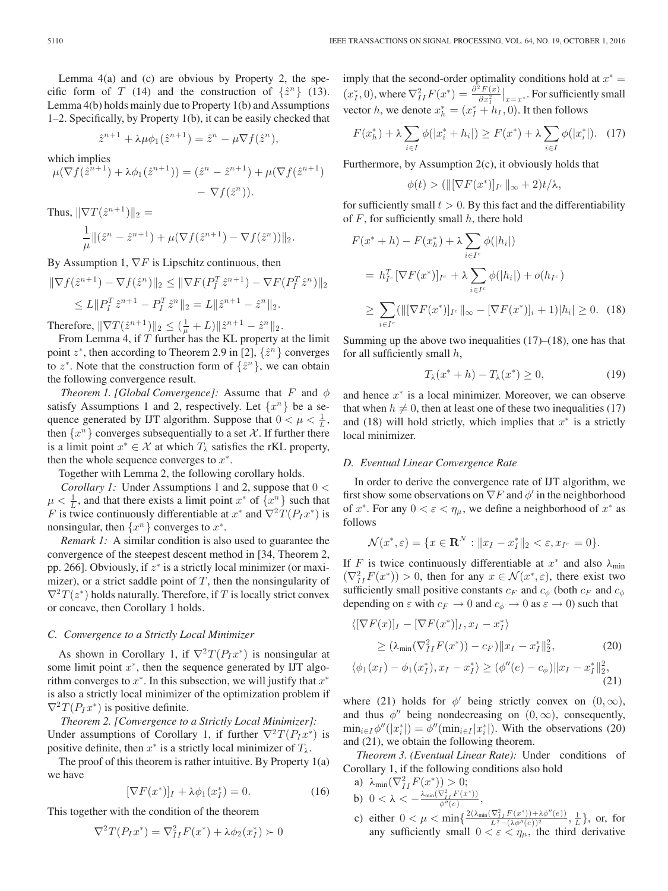Lemma 4(a) and (c) are obvious by Property 2, the specific form of $T$ (14) and the construction of $\{\hat{z}^n\}$ (13). Lemma 4(b) holds mainly due to Property 1(b) and Assumptions 1–2. Specifically, by Property 1(b), it can be easily checked that

$$\hat{z}^{n+1} + \lambda\mu\phi_1(\hat{z}^{n+1}) = \hat{z}^n - \mu\nabla f(\hat{z}^n),$$

which implies

$$\mu(\nabla f(\hat{z}^{n+1}) + \lambda\phi_1(\hat{z}^{n+1})) = (\hat{z}^n - \hat{z}^{n+1}) + \mu(\nabla f(\hat{z}^{n+1}) - \nabla f(\hat{z}^n)).$$

Thus, $\|\nabla T(\hat{z}^{n+1})\|_2 =$

$$\frac{1}{\mu}\|(\hat{z}^n - \hat{z}^{n+1}) + \mu(\nabla f(\hat{z}^{n+1}) - \nabla f(\hat{z}^n))\|_2.$$

By Assumption 1, $\nabla F$ is Lipschitz continuous, then

$$\|\nabla f(\hat{z}^{n+1}) - \nabla f(\hat{z}^n)\|_2 \le \|\nabla F(P_I^T \hat{z}^{n+1}) - \nabla F(P_I^T \hat{z}^n)\|_2$$
$$\le L\|P_I^T \hat{z}^{n+1} - P_I^T \hat{z}^n\|_2 = L\|\hat{z}^{n+1} - \hat{z}^n\|_2.$$

Therefore, $\|\nabla T(\hat{z}^{n+1})\|_2 \le (\frac{1}{\mu} + L)\|\hat{z}^{n+1} - \hat{z}^n\|_2$.

From Lemma 4, if $T$ further has the KL property at the limit point $z^*$, then according to Theorem 2.9 in [2], $\{\hat{z}^n\}$ converges to $z^*$. Note that the construction form of $\{\hat{z}^n\}$, we can obtain the following convergence result.

*Theorem 1. [Global Convergence]:* Assume that $F$ and $\phi$ satisfy Assumptions 1 and 2, respectively. Let $\{x^n\}$ be a sequence generated by IJT algorithm. Suppose that $0 < \mu < \frac{1}{L}$, then $\{x^n\}$ converges subsequentially to a set $\mathcal{X}$. If further there is a limit point $x^* \in \mathcal{X}$ at which $T_\lambda$ satisfies the rKL property, then the whole sequence converges to $x^*$.

Together with Lemma 2, the following corollary holds.

*Corollary 1:* Under Assumptions 1 and 2, suppose that $0 < \mu < \frac{1}{L}$, and that there exists a limit point $x^*$ of $\{x^n\}$ such that $F$ is twice continuously differentiable at $x^*$ and $\nabla^2 T(P_I x^*)$ is nonsingular, then $\{x^n\}$ converges to $x^*$.

*Remark 1:* A similar condition is also used to guarantee the convergence of the steepest descent method in [34, Theorem 2, pp. 266]. Obviously, if $z^*$ is a strictly local minimizer (or maximizer), or a strict saddle point of $T$, then the nonsingularity of $\nabla^2 T(z^*)$ holds naturally. Therefore, if $T$ is locally strict convex or concave, then Corollary 1 holds.

### C. Convergence to a Strictly Local Minimizer

As shown in Corollary 1, if $\nabla^2 T(P_I x^*)$ is nonsingular at some limit point $x^*$, then the sequence generated by IJT algorithm converges to $x^*$. In this subsection, we will justify that $x^*$ is also a strictly local minimizer of the optimization problem if $\nabla^2 T(P_I x^*)$ is positive definite.

*Theorem 2. [Convergence to a Strictly Local Minimizer]:* Under assumptions of Corollary 1, if further $\nabla^2 T(P_I x^*)$ is positive definite, then $x^*$ is a strictly local minimizer of $T_\lambda$.

The proof of this theorem is rather intuitive. By Property 1(a) we have

$$[\nabla F(x^*)]_I + \lambda\phi_1(x_I^*) = 0. \tag{16}$$

This together with the condition of the theorem

$$\nabla^2 T(P_I x^*) = \nabla^2_{II} F(x^*) + \lambda\phi_2(x_I^*) \succ 0$$

imply that the second-order optimality conditions hold at $x^* = (x_I^*, 0)$, where $\nabla^2_{II} F(x^*) = \frac{\partial^2 F(x)}{\partial x_I^2}\big|_{x=x^*}$. For sufficiently small vector $h$, we denote $x_h^* = (x_I^* + h_I, 0)$. It then follows

$$F(x_h^*) + \lambda\sum_{i\in I}\phi(|x_i^* + h_i|) \ge F(x^*) + \lambda\sum_{i\in I}\phi(|x_i^*|). \tag{17}$$

Furthermore, by Assumption 2(c), it obviously holds that

$$\phi(t) > (\|[\nabla F(x^*)]_{I^c}\|_\infty + 2)t/\lambda,$$

for sufficiently small $t > 0$. By this fact and the differentiability of $F$, for sufficiently small $h$, there hold

$$\begin{aligned} &F(x^* + h) - F(x_h^*) + \lambda\sum_{i\in I^c}\phi(|h_i|) \\ &= h_{I^c}^T[\nabla F(x^*)]_{I^c} + \lambda\sum_{i\in I^c}\phi(|h_i|) + o(h_{I^c}) \\ &\ge \sum_{i\in I^c}(\|[\nabla F(x^*)]_{I^c}\|_\infty - [\nabla F(x^*)]_i + 1)|h_i| \ge 0. \end{aligned} \tag{18}$$

Summing up the above two inequalities (17)–(18), one has that for all sufficiently small $h$,

$$T_\lambda(x^* + h) - T_\lambda(x^*) \ge 0, \tag{19}$$

and hence $x^*$ is a local minimizer. Moreover, we can observe that when $h \ne 0$, then at least one of these two inequalities (17) and (18) will hold strictly, which implies that $x^*$ is a strictly local minimizer.

### D. Eventual Linear Convergence Rate

In order to derive the convergence rate of IJT algorithm, we first show some observations on $\nabla F$ and $\phi'$ in the neighborhood of $x^*$. For any $0 < \varepsilon < \eta_\mu$, we define a neighborhood of $x^*$ as follows

$$\mathcal{N}(x^*, \varepsilon) = \{x \in \mathbf{R}^N : \|x_I - x_I^*\|_2 < \varepsilon, x_{I^c} = 0\}.$$

If $F$ is twice continuously differentiable at $x^*$ and also $\lambda_{\min}(\nabla^2_{II} F(x^*)) > 0$, then for any $x \in \mathcal{N}(x^*, \varepsilon)$, there exist two sufficiently small positive constants $c_F$ and $c_\phi$ (both $c_F$ and $c_\phi$ depending on $\varepsilon$ with $c_F \to 0$ and $c_\phi \to 0$ as $\varepsilon \to 0$) such that

$$\langle[\nabla F(x)]_I - [\nabla F(x^*)]_I, x_I - x_I^*\rangle \ge (\lambda_{\min}(\nabla^2_{II} F(x^*)) - c_F)\|x_I - x_I^*\|_2^2, \tag{20}$$

$$\langle\phi_1(x_I) - \phi_1(x_I^*), x_I - x_I^*\rangle \ge (\phi''(e) - c_\phi)\|x_I - x_I^*\|_2^2, \tag{21}$$

where (21) holds for $\phi'$ being strictly convex on $(0, \infty)$, and thus $\phi''$ being nondecreasing on $(0, \infty)$, consequently, $\min_{i\in I}\phi''(|x_i^*|) = \phi''(\min_{i\in I}|x_i^*|)$. With the observations (20) and (21), we obtain the following theorem.

*Theorem 3. (Eventual Linear Rate):* Under conditions of Corollary 1, if the following conditions also hold

a) $\lambda_{\min}(\nabla^2_{II} F(x^*)) > 0$;

b) $0 < \lambda < -\frac{\lambda_{\min}(\nabla^2_{II} F(x^*))}{\phi''(e)}$,

c) either $0 < \mu < \min\{\frac{2(\lambda_{\min}(\nabla^2_{II} F(x^*)) + \lambda\phi''(e))}{L^2 - (\lambda\phi''(e))^2}, \frac{1}{L}\}$, or, for any sufficiently small $0 < \varepsilon < \eta_\mu$, the third derivative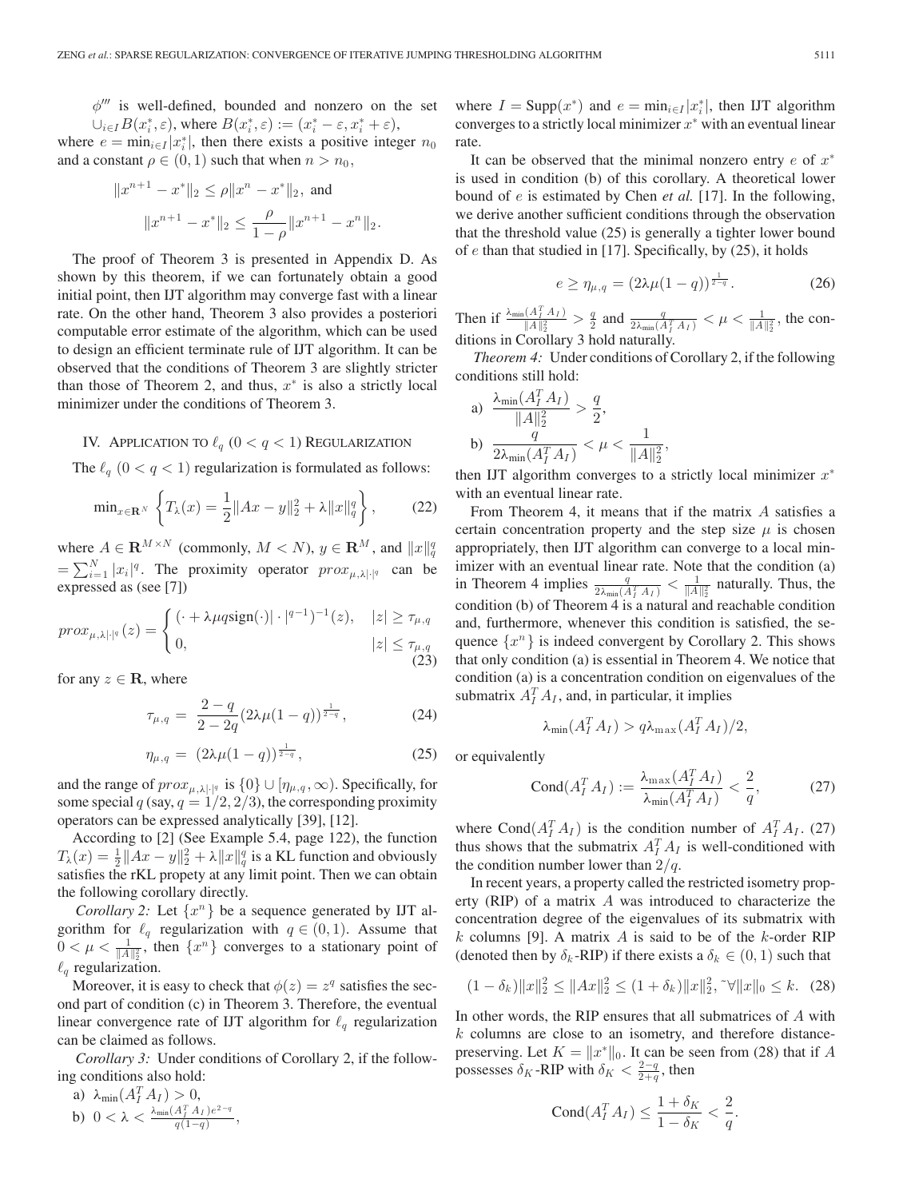$\phi'''$ is well-defined, bounded and nonzero on the set $\cup_{i\in I} B(x_i^*, \varepsilon)$, where $B(x_i^*, \varepsilon) := (x_i^* - \varepsilon, x_i^* + \varepsilon)$,

where $e = \min_{i\in I}|x_i^*|$, then there exists a positive integer $n_0$ and a constant $\rho \in (0,1)$ such that when $n > n_0$,

$$\|x^{n+1} - x^*\|_2 \le \rho \|x^n - x^*\|_2, \text{ and}$$

$$\|x^{n+1} - x^*\|_2 \le \frac{\rho}{1-\rho}\|x^{n+1} - x^n\|_2.$$

The proof of Theorem 3 is presented in Appendix D. As shown by this theorem, if we can fortunately obtain a good initial point, then IJT algorithm may converge fast with a linear rate. On the other hand, Theorem 3 also provides a posteriori computable error estimate of the algorithm, which can be used to design an efficient terminate rule of IJT algorithm. It can be observed that the conditions of Theorem 3 are slightly stricter than those of Theorem 2, and thus, $x^*$ is also a strictly local minimizer under the conditions of Theorem 3.

## IV. Application to $\ell_q$ $(0 < q < 1)$ Regularization

The $\ell_q$ $(0 < q < 1)$ regularization is formulated as follows:

$$\min_{x\in \mathbf{R}^N} \left\{ T_\lambda(x) = \frac{1}{2}\|Ax - y\|_2^2 + \lambda \|x\|_q^q \right\}, \tag{22}$$

where $A \in \mathbf{R}^{M\times N}$ (commonly, $M < N$), $y \in \mathbf{R}^M$, and $\|x\|_q^q = \sum_{i=1}^N |x_i|^q$. The proximity operator $prox_{\mu,\lambda|\cdot|^q}$ can be expressed as (see [7])

$$prox_{\mu,\lambda|\cdot|^q}(z) = \begin{cases} (\cdot + \lambda\mu q \text{sign}(\cdot)|\cdot|^{q-1})^{-1}(z), & |z| \ge \tau_{\mu,q} \\ 0, & |z| \le \tau_{\mu,q} \end{cases} \tag{23}$$

for any $z \in \mathbf{R}$, where

$$\tau_{\mu,q} = \frac{2-q}{2-2q}(2\lambda\mu(1-q))^{\frac{1}{2-q}}, \tag{24}$$

$$\eta_{\mu,q} = (2\lambda\mu(1-q))^{\frac{1}{2-q}}, \tag{25}$$

and the range of $prox_{\mu,\lambda|\cdot|^q}$ is $\{0\} \cup [\eta_{\mu,q}, \infty)$. Specifically, for some special $q$ (say, $q = 1/2, 2/3$), the corresponding proximity operators can be expressed analytically [39], [12].

According to [2] (See Example 5.4, page 122), the function $T_\lambda(x) = \frac{1}{2}\|Ax - y\|_2^2 + \lambda\|x\|_q^q$ is a KL function and obviously satisfies the rKL propety at any limit point. Then we can obtain the following corollary directly.

*Corollary 2:* Let $\{x^n\}$ be a sequence generated by IJT algorithm for $\ell_q$ regularization with $q \in (0,1)$. Assume that $0 < \mu < \frac{1}{\|A\|_2^2}$, then $\{x^n\}$ converges to a stationary point of $\ell_q$ regularization.

Moreover, it is easy to check that $\phi(z) = z^q$ satisfies the second part of condition (c) in Theorem 3. Therefore, the eventual linear convergence rate of IJT algorithm for $\ell_q$ regularization can be claimed as follows.

*Corollary 3:* Under conditions of Corollary 2, if the following conditions also hold:

a) $\lambda_{\min}(A_I^T A_I) > 0$,

b) $0 < \lambda < \frac{\lambda_{\min}(A_I^T A_I)e^{2-q}}{q(1-q)}$,

where $I = \text{Supp}(x^*)$ and $e = \min_{i\in I}|x_i^*|$, then IJT algorithm converges to a strictly local minimizer $x^*$ with an eventual linear rate.

It can be observed that the minimal nonzero entry $e$ of $x^*$ is used in condition (b) of this corollary. A theoretical lower bound of $e$ is estimated by Chen *et al.* [17]. In the following, we derive another sufficient conditions through the observation that the threshold value (25) is generally a tighter lower bound of $e$ than that studied in [17]. Specifically, by (25), it holds

$$e \ge \eta_{\mu,q} = (2\lambda\mu(1-q))^{\frac{1}{2-q}}. \tag{26}$$

Then if $\frac{\lambda_{\min}(A_I^T A_I)}{\|A\|_2^2} > \frac{q}{2}$ and $\frac{q}{2\lambda_{\min}(A_I^T A_I)} < \mu < \frac{1}{\|A\|_2^2}$, the conditions in Corollary 3 hold naturally.

*Theorem 4:* Under conditions of Corollary 2, if the following conditions still hold:

a) $\dfrac{\lambda_{\min}(A_I^T A_I)}{\|A\|_2^2} > \dfrac{q}{2}$,

b) $\dfrac{q}{2\lambda_{\min}(A_I^T A_I)} < \mu < \dfrac{1}{\|A\|_2^2}$,

then IJT algorithm converges to a strictly local minimizer $x^*$ with an eventual linear rate.

From Theorem 4, it means that if the matrix $A$ satisfies a certain concentration property and the step size $\mu$ is chosen appropriately, then IJT algorithm can converge to a local minimizer with an eventual linear rate. Note that the condition (a) in Theorem 4 implies $\frac{q}{2\lambda_{\min}(A_I^T A_I)} < \frac{1}{\|A\|_2^2}$ naturally. Thus, the condition (b) of Theorem 4 is a natural and reachable condition and, furthermore, whenever this condition is satisfied, the sequence $\{x^n\}$ is indeed convergent by Corollary 2. This shows that only condition (a) is essential in Theorem 4. We notice that condition (a) is a concentration condition on eigenvalues of the submatrix $A_I^T A_I$, and, in particular, it implies

$$\lambda_{\min}(A_I^T A_I) > q\lambda_{\max}(A_I^T A_I)/2,$$

or equivalently

$$\text{Cond}(A_I^T A_I) := \frac{\lambda_{\max}(A_I^T A_I)}{\lambda_{\min}(A_I^T A_I)} < \frac{2}{q}, \tag{27}$$

where $\text{Cond}(A_I^T A_I)$ is the condition number of $A_I^T A_I$. (27) thus shows that the submatrix $A_I^T A_I$ is well-conditioned with the condition number lower than $2/q$.

In recent years, a property called the restricted isometry property (RIP) of a matrix $A$ was introduced to characterize the concentration degree of the eigenvalues of its submatrix with $k$ columns [9]. A matrix $A$ is said to be of the $k$-order RIP (denoted then by $\delta_k$-RIP) if there exists a $\delta_k \in (0,1)$ such that

$$(1-\delta_k)\|x\|_2^2 \le \|Ax\|_2^2 \le (1+\delta_k)\|x\|_2^2, \ \forall \|x\|_0 \le k. \tag{28}$$

In other words, the RIP ensures that all submatrices of $A$ with $k$ columns are close to an isometry, and therefore distance-preserving. Let $K = \|x^*\|_0$. It can be seen from (28) that if $A$ possesses $\delta_K$-RIP with $\delta_K < \frac{2-q}{2+q}$, then

$$\text{Cond}(A_I^T A_I) \le \frac{1+\delta_K}{1-\delta_K} < \frac{2}{q}.$$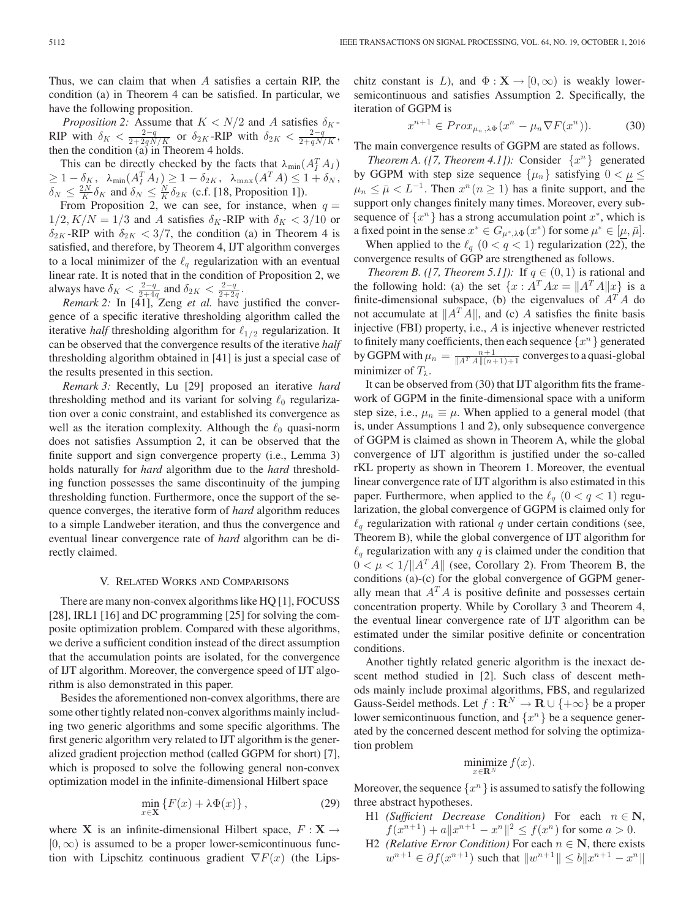Thus, we can claim that when $A$ satisfies a certain RIP, the condition (a) in Theorem 4 can be satisfied. In particular, we have the following proposition.

*Proposition 2:* Assume that $K < N/2$ and $A$ satisfies $\delta_K$-RIP with $\delta_K < \frac{2-q}{2+2qN/K}$ or $\delta_{2K}$-RIP with $\delta_{2K} < \frac{2-q}{2+qN/K}$, then the condition (a) in Theorem 4 holds.

This can be directly checked by the facts that $\lambda_{\min}(A_I^T A_I) \geq 1 - \delta_K$, $\lambda_{\min}(A_I^T A_I) \geq 1 - \delta_{2K}$, $\lambda_{\max}(A^T A) \leq 1 + \delta_N$, $\delta_N \leq \frac{2N}{K}\delta_K$ and $\delta_N \leq \frac{N}{K}\delta_{2K}$ (c.f. [18, Proposition 1]).

From Proposition 2, we can see, for instance, when $q = 1/2, K/N = 1/3$ and $A$ satisfies $\delta_K$-RIP with $\delta_K < 3/10$ or $\delta_{2K}$-RIP with $\delta_{2K} < 3/7$, the condition (a) in Theorem 4 is satisfied, and therefore, by Theorem 4, IJT algorithm converges to a local minimizer of the $\ell_q$ regularization with an eventual linear rate. It is noted that in the condition of Proposition 2, we always have $\delta_K < \frac{2-q}{2+4q}$ and $\delta_{2K} < \frac{2-q}{2+2q}$.

*Remark 2:* In [41], Zeng *et al.* have justified the convergence of a specific iterative thresholding algorithm called the iterative *half* thresholding algorithm for $\ell_{1/2}$ regularization. It can be observed that the convergence results of the iterative *half* thresholding algorithm obtained in [41] is just a special case of the results presented in this section.

*Remark 3:* Recently, Lu [29] proposed an iterative *hard* thresholding method and its variant for solving $\ell_0$ regularization over a conic constraint, and established its convergence as well as the iteration complexity. Although the $\ell_0$ quasi-norm does not satisfies Assumption 2, it can be observed that the finite support and sign convergence property (i.e., Lemma 3) holds naturally for *hard* algorithm due to the *hard* thresholding function possesses the same discontinuity of the jumping thresholding function. Furthermore, once the support of the sequence converges, the iterative form of *hard* algorithm reduces to a simple Landweber iteration, and thus the convergence and eventual linear convergence rate of *hard* algorithm can be directly claimed.

## V. Related Works and Comparisons

There are many non-convex algorithms like HQ [1], FOCUSS [28], IRL1 [16] and DC programming [25] for solving the composite optimization problem. Compared with these algorithms, we derive a sufficient condition instead of the direct assumption that the accumulation points are isolated, for the convergence of IJT algorithm. Moreover, the convergence speed of IJT algorithm is also demonstrated in this paper.

Besides the aforementioned non-convex algorithms, there are some other tightly related non-convex algorithms mainly including two generic algorithms and some specific algorithms. The first generic algorithm very related to IJT algorithm is the generalized gradient projection method (called GGPM for short) [7], which is proposed to solve the following general non-convex optimization model in the infinite-dimensional Hilbert space

$$\min_{x \in \mathbf{X}} \{F(x) + \lambda \Phi(x)\}, \tag{29}$$

where $\mathbf{X}$ is an infinite-dimensional Hilbert space, $F : \mathbf{X} \to [0, \infty)$ is assumed to be a proper lower-semicontinuous function with Lipschitz continuous gradient $\nabla F(x)$ (the Lipschitz constant is $L$), and $\Phi : \mathbf{X} \to [0, \infty)$ is weakly lower-semicontinuous and satisfies Assumption 2. Specifically, the iteration of GGPM is

$$x^{n+1} \in Prox_{\mu_n, \lambda\Phi}(x^n - \mu_n \nabla F(x^n)). \tag{30}$$

The main convergence results of GGPM are stated as follows.

*Theorem A. ([7, Theorem 4.1]):* Consider $\{x^n\}$ generated by GGPM with step size sequence $\{\mu_n\}$ satisfying $0 < \underline{\mu} \leq \mu_n \leq \bar{\mu} < L^{-1}$. Then $x^n (n \geq 1)$ has a finite support, and the support only changes finitely many times. Moreover, every subsequence of $\{x^n\}$ has a strong accumulation point $x^*$, which is a fixed point in the sense $x^* \in G_{\mu^*, \lambda\Phi}(x^*)$ for some $\mu^* \in [\underline{\mu}, \bar{\mu}]$.

When applied to the $\ell_q$ $(0 < q < 1)$ regularization (22), the convergence results of GGP are strengthened as follows.

*Theorem B. ([7, Theorem 5.1]):* If $q \in (0, 1)$ is rational and the following hold: (a) the set $\{x : A^T A x = \|A^T A\| x\}$ is a finite-dimensional subspace, (b) the eigenvalues of $A^T A$ do not accumulate at $\|A^T A\|$, and (c) $A$ satisfies the finite basis injective (FBI) property, i.e., $A$ is injective whenever restricted to finitely many coefficients, then each sequence $\{x^n\}$ generated by GGPM with $\mu_n = \frac{n+1}{\|A^T A\|(n+1)+1}$ converges to a quasi-global minimizer of $T_\lambda$.

It can be observed from (30) that IJT algorithm fits the framework of GGPM in the finite-dimensional space with a uniform step size, i.e., $\mu_n \equiv \mu$. When applied to a general model (that is, under Assumptions 1 and 2), only subsequence convergence of GGPM is claimed as shown in Theorem A, while the global convergence of IJT algorithm is justified under the so-called rKL property as shown in Theorem 1. Moreover, the eventual linear convergence rate of IJT algorithm is also estimated in this paper. Furthermore, when applied to the $\ell_q$ $(0 < q < 1)$ regularization, the global convergence of GGPM is claimed only for $\ell_q$ regularization with rational $q$ under certain conditions (see, Theorem B), while the global convergence of IJT algorithm for $\ell_q$ regularization with any $q$ is claimed under the condition that $0 < \mu < 1/\|A^T A\|$ (see, Corollary 2). From Theorem B, the conditions (a)-(c) for the global convergence of GGPM generally mean that $A^T A$ is positive definite and possesses certain concentration property. While by Corollary 3 and Theorem 4, the eventual linear convergence rate of IJT algorithm can be estimated under the similar positive definite or concentration conditions.

Another tightly related generic algorithm is the inexact descent method studied in [2]. Such class of descent methods mainly include proximal algorithms, FBS, and regularized Gauss-Seidel methods. Let $f : \mathbf{R}^N \to \mathbf{R} \cup \{+\infty\}$ be a proper lower semicontinuous function, and $\{x^n\}$ be a sequence generated by the concerned descent method for solving the optimization problem

$$\underset{x \in \mathbf{R}^N}{\text{minimize}}\, f(x).$$

Moreover, the sequence $\{x^n\}$ is assumed to satisfy the following three abstract hypotheses.

- H1 *(Sufficient Decrease Condition)* For each $n \in \mathbf{N}$, $f(x^{n+1}) + a\|x^{n+1} - x^n\|^2 \leq f(x^n)$ for some $a > 0$.
- H2 *(Relative Error Condition)* For each $n \in \mathbf{N}$, there exists $w^{n+1} \in \partial f(x^{n+1})$ such that $\|w^{n+1}\| \leq b\|x^{n+1} - x^n\|$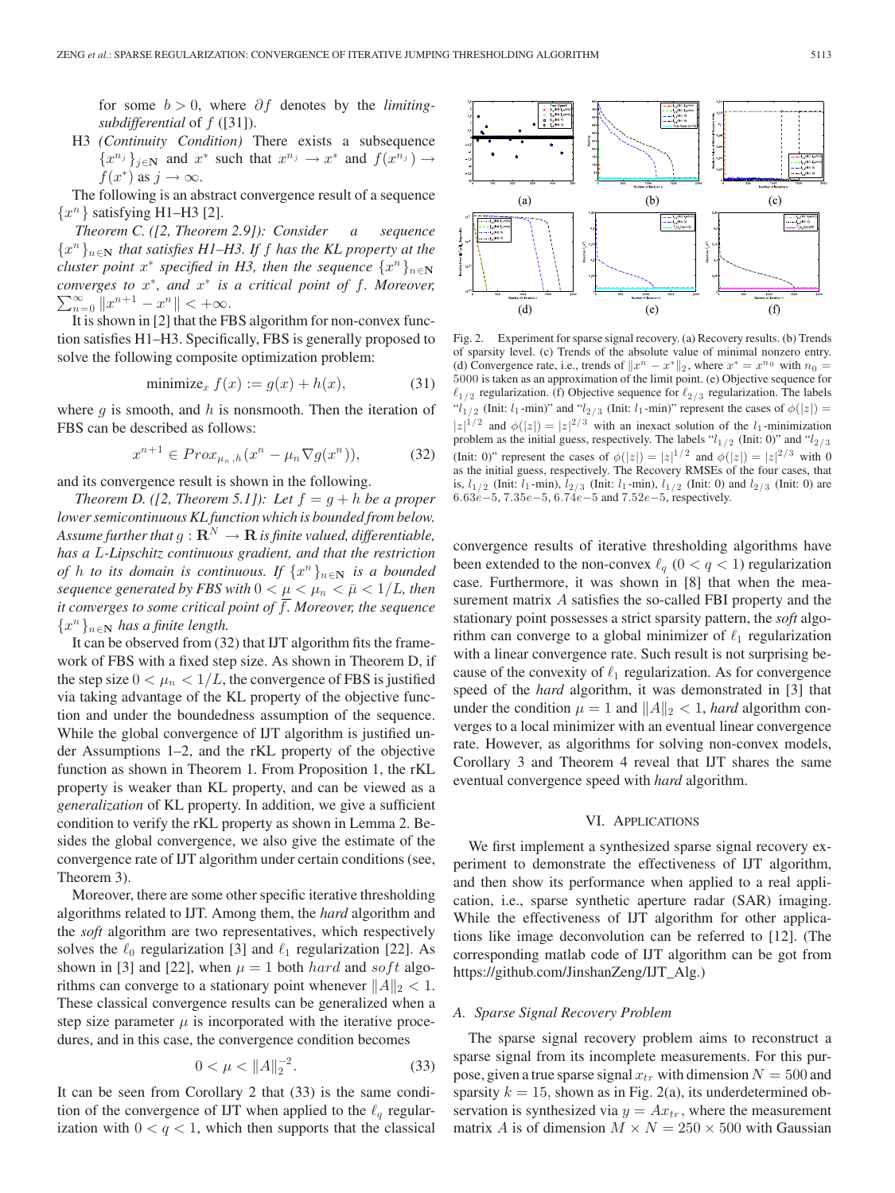for some $b > 0$, where $\partial f$ denotes by the *limiting-subdifferential* of $f$ ([31]).

H3 *(Continuity Condition)* There exists a subsequence $\{x^{n_j}\}_{j\in \mathbf{N}}$ and $x^*$ such that $x^{n_j} \to x^*$ and $f(x^{n_j}) \to f(x^*)$ as $j \to \infty$.

The following is an abstract convergence result of a sequence $\{x^n\}$ satisfying H1–H3 [2].

*Theorem C. ([2, Theorem 2.9]): Consider a sequence $\{x^n\}_{n\in\mathbf{N}}$ that satisfies H1–H3. If $f$ has the KL property at the cluster point $x^*$ specified in H3, then the sequence $\{x^n\}_{n\in\mathbf{N}}$ converges to $x^*$, and $x^*$ is a critical point of $f$. Moreover, $\sum_{n=0}^{\infty}\|x^{n+1}-x^n\| < +\infty$.*

It is shown in [2] that the FBS algorithm for non-convex function satisfies H1–H3. Specifically, FBS is generally proposed to solve the following composite optimization problem:

$$\text{minimize}_x \ f(x) := g(x) + h(x), \tag{31}$$

where $g$ is smooth, and $h$ is nonsmooth. Then the iteration of FBS can be described as follows:

$$x^{n+1} \in Prox_{\mu_n,h}(x^n - \mu_n \nabla g(x^n)), \tag{32}$$

and its convergence result is shown in the following.

*Theorem D. ([2, Theorem 5.1]): Let $f = g + h$ be a proper lower semicontinuous KL function which is bounded from below. Assume further that $g : \mathbf{R}^N \to \mathbf{R}$ is finite valued, differentiable, has a $L$-Lipschitz continuous gradient, and that the restriction of $h$ to its domain is continuous. If $\{x^n\}_{n\in\mathbf{N}}$ is a bounded sequence generated by FBS with $0 < \underline{\mu} < \mu_n < \bar{\mu} < 1/L$, then it converges to some critical point of $f$. Moreover, the sequence $\{x^n\}_{n\in\mathbf{N}}$ has a finite length.*

It can be observed from (32) that IJT algorithm fits the framework of FBS with a fixed step size. As shown in Theorem D, if the step size $0 < \mu_n < 1/L$, the convergence of FBS is justified via taking advantage of the KL property of the objective function and under the boundedness assumption of the sequence. While the global convergence of IJT algorithm is justified under Assumptions 1–2, and the rKL property of the objective function as shown in Theorem 1. From Proposition 1, the rKL property is weaker than KL property, and can be viewed as a *generalization* of KL property. In addition, we give a sufficient condition to verify the rKL property as shown in Lemma 2. Besides the global convergence, we also give the estimate of the convergence rate of IJT algorithm under certain conditions (see, Theorem 3).

Moreover, there are some other specific iterative thresholding algorithms related to IJT. Among them, the *hard* algorithm and the *soft* algorithm are two representatives, which respectively solves the $\ell_0$ regularization [3] and $\ell_1$ regularization [22]. As shown in [3] and [22], when $\mu = 1$ both *hard* and *soft* algorithms can converge to a stationary point whenever $\|A\|_2 < 1$. These classical convergence results can be generalized when a step size parameter $\mu$ is incorporated with the iterative procedures, and in this case, the convergence condition becomes

$$0 < \mu < \|A\|_2^{-2}. \tag{33}$$

It can be seen from Corollary 2 that (33) is the same condition of the convergence of IJT when applied to the $\ell_q$ regularization with $0 < q < 1$, which then supports that the classical convergence results of iterative thresholding algorithms have been extended to the non-convex $\ell_q$ $(0 < q < 1)$ regularization case. Furthermore, it was shown in [8] that when the measurement matrix $A$ satisfies the so-called FBI property and the stationary point possesses a strict sparsity pattern, the *soft* algorithm can converge to a global minimizer of $\ell_1$ regularization with a linear convergence rate. Such result is not surprising because of the convexity of $\ell_1$ regularization. As for convergence speed of the *hard* algorithm, it was demonstrated in [3] that under the condition $\mu = 1$ and $\|A\|_2 < 1$, *hard* algorithm converges to a local minimizer with an eventual linear convergence rate. However, as algorithms for solving non-convex models, Corollary 3 and Theorem 4 reveal that IJT shares the same eventual convergence speed with *hard* algorithm.

Fig. 2. Experiment for sparse signal recovery. (a) Recovery results. (b) Trends of sparsity level. (c) Trends of the absolute value of minimal nonzero entry. (d) Convergence rate, i.e., trends of $\|x^n - x^*\|_2$, where $x^* = x^{n_0}$ with $n_0 = 5000$ is taken as an approximation of the limit point. (e) Objective sequence for $\ell_{1/2}$ regularization. (f) Objective sequence for $\ell_{2/3}$ regularization. The labels "$l_{1/2}$ (Init: $l_1$-min)" and "$l_{2/3}$ (Init: $l_1$-min)" represent the cases of $\phi(|z|) = |z|^{1/2}$ and $\phi(|z|) = |z|^{2/3}$ with an inexact solution of the $l_1$-minimization problem as the initial guess, respectively. The labels "$l_{1/2}$ (Init: 0)" and "$l_{2/3}$ (Init: 0)" represent the cases of $\phi(|z|) = |z|^{1/2}$ and $\phi(|z|) = |z|^{2/3}$ with 0 as the initial guess, respectively. The Recovery RMSEs of the four cases, that is, $l_{1/2}$ (Init: $l_1$-min), $l_{2/3}$ (Init: $l_1$-min), $l_{1/2}$ (Init: 0) and $l_{2/3}$ (Init: 0) are $6.63e{-5}$, $7.35e{-5}$, $6.74e{-5}$ and $7.52e{-5}$, respectively.

## VI. Applications

We first implement a synthesized sparse signal recovery experiment to demonstrate the effectiveness of IJT algorithm, and then show its performance when applied to a real application, i.e., sparse synthetic aperture radar (SAR) imaging. While the effectiveness of IJT algorithm for other applications like image deconvolution can be referred to [12]. (The corresponding matlab code of IJT algorithm can be got from https://github.com/JinshanZeng/IJT_Alg.)

### A. Sparse Signal Recovery Problem

The sparse signal recovery problem aims to reconstruct a sparse signal from its incomplete measurements. For this purpose, given a true sparse signal $x_{tr}$ with dimension $N = 500$ and sparsity $k = 15$, shown as in Fig. 2(a), its underdetermined observation is synthesized via $y = Ax_{tr}$, where the measurement matrix $A$ is of dimension $M \times N = 250 \times 500$ with Gaussian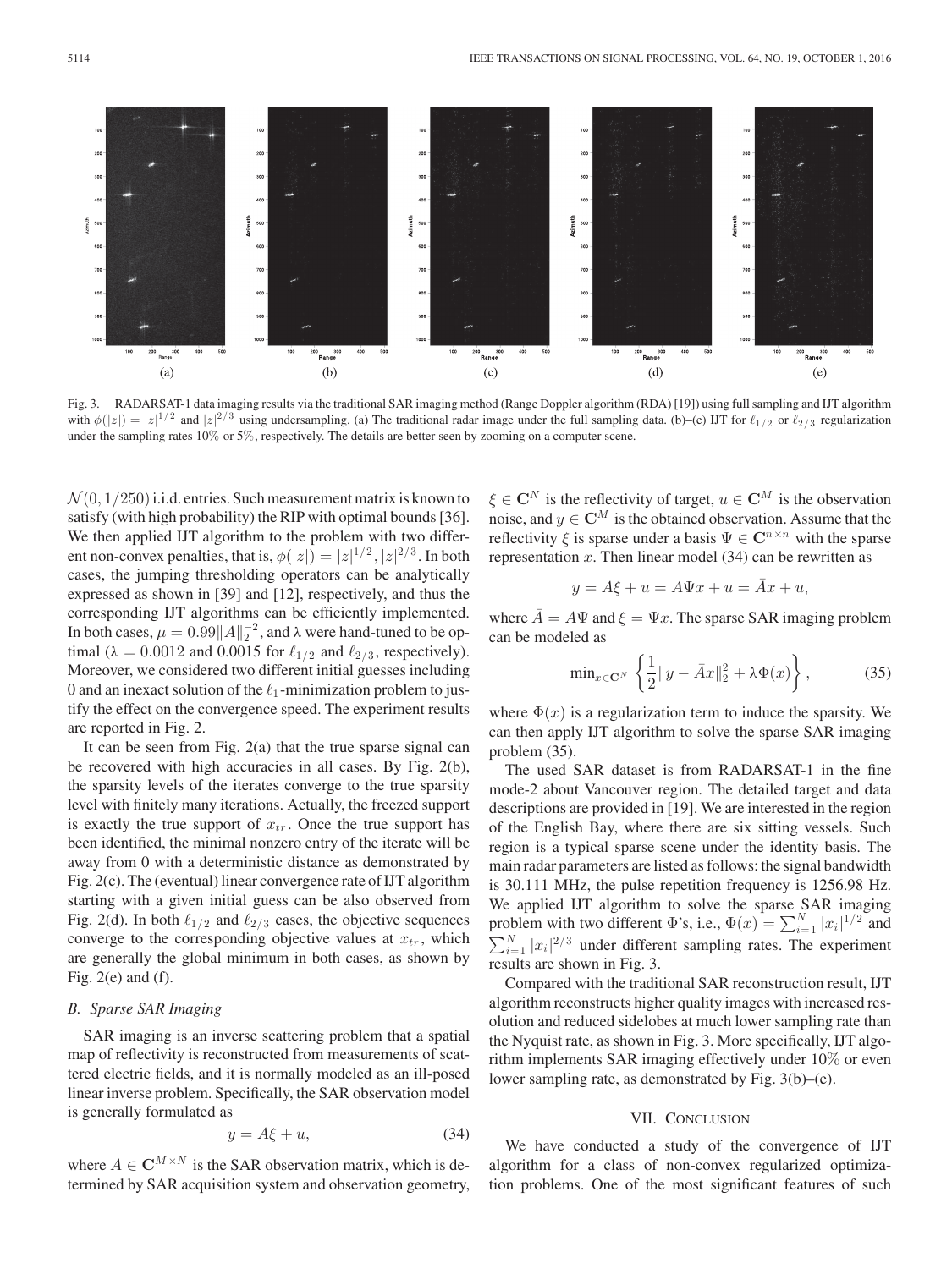Fig. 3. RADARSAT-1 data imaging results via the traditional SAR imaging method (Range Doppler algorithm (RDA) [19]) using full sampling and IJT algorithm with $\phi(|z|) = |z|^{1/2}$ and $|z|^{2/3}$ using undersampling. (a) The traditional radar image under the full sampling data. (b)–(e) IJT for $\ell_{1/2}$ or $\ell_{2/3}$ regularization under the sampling rates 10% or 5%, respectively. The details are better seen by zooming on a computer scene.

$\mathcal{N}(0, 1/250)$ i.i.d. entries. Such measurement matrix is known to satisfy (with high probability) the RIP with optimal bounds [36]. We then applied IJT algorithm to the problem with two different non-convex penalties, that is, $\phi(|z|) = |z|^{1/2}, |z|^{2/3}$. In both cases, the jumping thresholding operators can be analytically expressed as shown in [39] and [12], respectively, and thus the corresponding IJT algorithms can be efficiently implemented. In both cases, $\mu = 0.99\|A\|_2^{-2}$, and $\lambda$ were hand-tuned to be optimal ($\lambda = 0.0012$ and $0.0015$ for $\ell_{1/2}$ and $\ell_{2/3}$, respectively). Moreover, we considered two different initial guesses including 0 and an inexact solution of the $\ell_1$-minimization problem to justify the effect on the convergence speed. The experiment results are reported in Fig. 2.

It can be seen from Fig. 2(a) that the true sparse signal can be recovered with high accuracies in all cases. By Fig. 2(b), the sparsity levels of the iterates converge to the true sparsity level with finitely many iterations. Actually, the freezed support is exactly the true support of $x_{tr}$. Once the true support has been identified, the minimal nonzero entry of the iterate will be away from 0 with a deterministic distance as demonstrated by Fig. 2(c). The (eventual) linear convergence rate of IJT algorithm starting with a given initial guess can be also observed from Fig. 2(d). In both $\ell_{1/2}$ and $\ell_{2/3}$ cases, the objective sequences converge to the corresponding objective values at $x_{tr}$, which are generally the global minimum in both cases, as shown by Fig. 2(e) and (f).

### *B. Sparse SAR Imaging*

SAR imaging is an inverse scattering problem that a spatial map of reflectivity is reconstructed from measurements of scattered electric fields, and it is normally modeled as an ill-posed linear inverse problem. Specifically, the SAR observation model is generally formulated as

$$y = A\xi + u, \tag{34}$$

where $A \in \mathbf{C}^{M \times N}$ is the SAR observation matrix, which is determined by SAR acquisition system and observation geometry, $\xi \in \mathbf{C}^N$ is the reflectivity of target, $u \in \mathbf{C}^M$ is the observation noise, and $y \in \mathbf{C}^M$ is the obtained observation. Assume that the reflectivity $\xi$ is sparse under a basis $\Psi \in \mathbf{C}^{n \times n}$ with the sparse representation $x$. Then linear model (34) can be rewritten as

$$y = A\xi + u = A\Psi x + u = \bar{A}x + u,$$

where $\bar{A} = A\Psi$ and $\xi = \Psi x$. The sparse SAR imaging problem can be modeled as

$$\min_{x \in \mathbf{C}^N} \left\{ \frac{1}{2}\|y - \bar{A}x\|_2^2 + \lambda \Phi(x) \right\}, \tag{35}$$

where $\Phi(x)$ is a regularization term to induce the sparsity. We can then apply IJT algorithm to solve the sparse SAR imaging problem (35).

The used SAR dataset is from RADARSAT-1 in the fine mode-2 about Vancouver region. The detailed target and data descriptions are provided in [19]. We are interested in the region of the English Bay, where there are six sitting vessels. Such region is a typical sparse scene under the identity basis. The main radar parameters are listed as follows: the signal bandwidth is 30.111 MHz, the pulse repetition frequency is 1256.98 Hz. We applied IJT algorithm to solve the sparse SAR imaging problem with two different $\Phi$'s, i.e., $\Phi(x) = \sum_{i=1}^N |x_i|^{1/2}$ and $\sum_{i=1}^N |x_i|^{2/3}$ under different sampling rates. The experiment results are shown in Fig. 3.

Compared with the traditional SAR reconstruction result, IJT algorithm reconstructs higher quality images with increased resolution and reduced sidelobes at much lower sampling rate than the Nyquist rate, as shown in Fig. 3. More specifically, IJT algorithm implements SAR imaging effectively under 10% or even lower sampling rate, as demonstrated by Fig. 3(b)–(e).

## VII. Conclusion

We have conducted a study of the convergence of IJT algorithm for a class of non-convex regularized optimization problems. One of the most significant features of such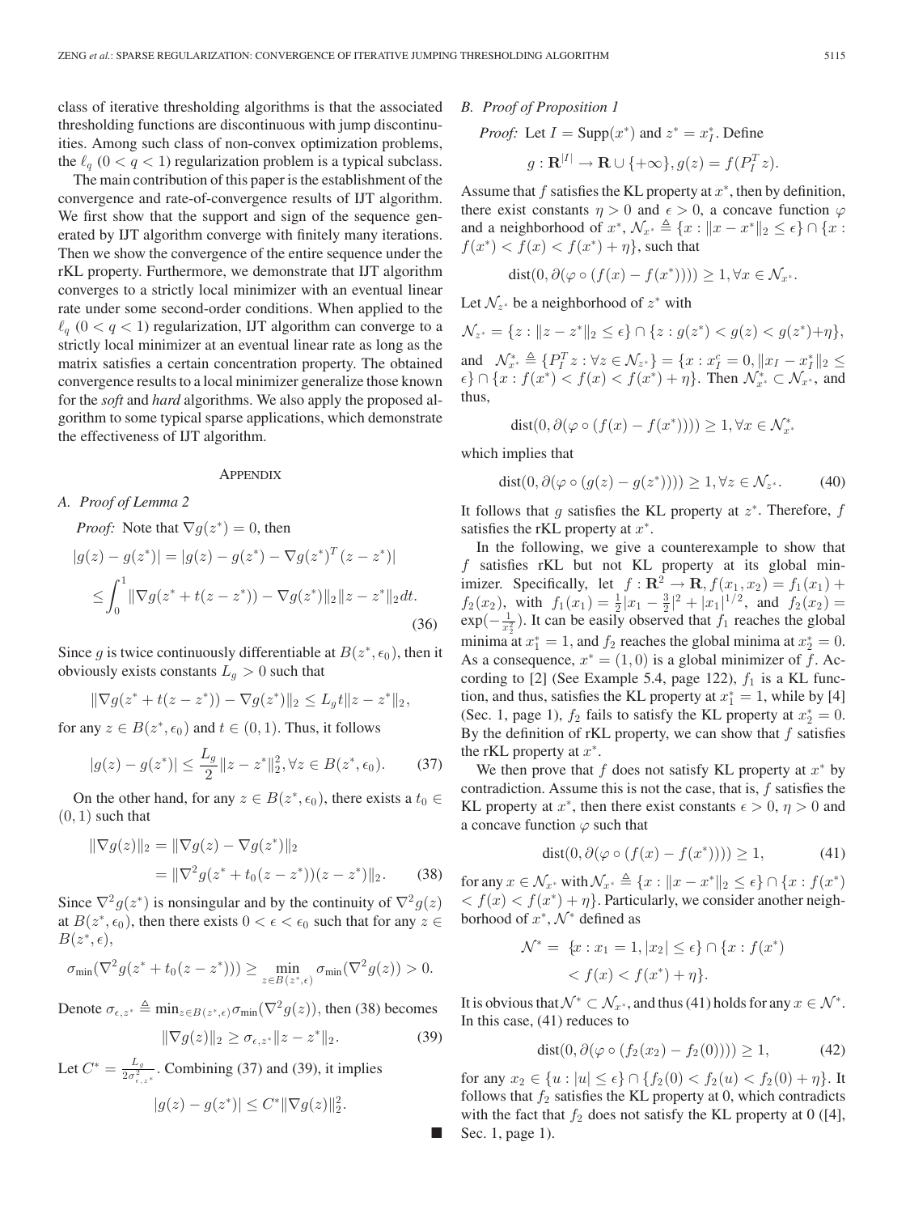class of iterative thresholding algorithms is that the associated thresholding functions are discontinuous with jump discontinuities. Among such class of non-convex optimization problems, the $\ell_q$ $(0 < q < 1)$ regularization problem is a typical subclass.

The main contribution of this paper is the establishment of the convergence and rate-of-convergence results of IJT algorithm. We first show that the support and sign of the sequence generated by IJT algorithm converge with finitely many iterations. Then we show the convergence of the entire sequence under the rKL property. Furthermore, we demonstrate that IJT algorithm converges to a strictly local minimizer with an eventual linear rate under some second-order conditions. When applied to the $\ell_q$ $(0 < q < 1)$ regularization, IJT algorithm can converge to a strictly local minimizer at an eventual linear rate as long as the matrix satisfies a certain concentration property. The obtained convergence results to a local minimizer generalize those known for the *soft* and *hard* algorithms. We also apply the proposed algorithm to some typical sparse applications, which demonstrate the effectiveness of IJT algorithm.

## Appendix

### A. Proof of Lemma 2

*Proof:* Note that $\nabla g(z^*) = 0$, then

$$
\begin{aligned}
|g(z) - g(z^*)| &= |g(z) - g(z^*) - \nabla g(z^*)^T(z - z^*)| \\
&\leq \int_0^1 \|\nabla g(z^* + t(z - z^*)) - \nabla g(z^*)\|_2 \|z - z^*\|_2 dt.
\end{aligned}
\tag{36}
$$

Since $g$ is twice continuously differentiable at $B(z^*, \epsilon_0)$, then it obviously exists constants $L_g > 0$ such that

$$
\|\nabla g(z^* + t(z - z^*)) - \nabla g(z^*)\|_2 \leq L_g t \|z - z^*\|_2,
$$

for any $z \in B(z^*, \epsilon_0)$ and $t \in (0, 1)$. Thus, it follows

$$
|g(z) - g(z^*)| \leq \frac{L_g}{2}\|z - z^*\|_2^2, \forall z \in B(z^*, \epsilon_0). \tag{37}
$$

On the other hand, for any $z \in B(z^*, \epsilon_0)$, there exists a $t_0 \in (0, 1)$ such that

$$
\begin{aligned}
\|\nabla g(z)\|_2 &= \|\nabla g(z) - \nabla g(z^*)\|_2 \\
&= \|\nabla^2 g(z^* + t_0(z - z^*))(z - z^*)\|_2.
\end{aligned}
\tag{38}
$$

Since $\nabla^2 g(z^*)$ is nonsingular and by the continuity of $\nabla^2 g(z)$ at $B(z^*, \epsilon_0)$, then there exists $0 < \epsilon < \epsilon_0$ such that for any $z \in B(z^*, \epsilon)$,

$$
\sigma_{\min}(\nabla^2 g(z^* + t_0(z - z^*))) \geq \min_{z \in B(z^*, \epsilon)} \sigma_{\min}(\nabla^2 g(z)) > 0.
$$

Denote $\sigma_{\epsilon, z^*} \triangleq \min_{z \in B(z^*, \epsilon)} \sigma_{\min}(\nabla^2 g(z))$, then (38) becomes

$$
\|\nabla g(z)\|_2 \geq \sigma_{\epsilon, z^*} \|z - z^*\|_2. \tag{39}
$$

Let $C^* = \frac{L_g}{2\sigma_{\epsilon, z^*}^2}$. Combining (37) and (39), it implies

$$
|g(z) - g(z^*)| \leq C^* \|\nabla g(z)\|_2^2.
$$

■

### B. Proof of Proposition 1

*Proof:* Let $I = \mathrm{Supp}(x^*)$ and $z^* = x_I^*$. Define

$$
g : \mathbf{R}^{|I|} \to \mathbf{R} \cup \{+\infty\}, g(z) = f(P_I^T z).
$$

Assume that $f$ satisfies the KL property at $x^*$, then by definition, there exist constants $\eta > 0$ and $\epsilon > 0$, a concave function $\varphi$ and a neighborhood of $x^*$, $\mathcal{N}_{x^*} \triangleq \{x : \|x - x^*\|_2 \leq \epsilon\} \cap \{x : f(x^*) < f(x) < f(x^*) + \eta\}$, such that

$$
\mathrm{dist}(0, \partial(\varphi \circ (f(x) - f(x^*)))) \geq 1, \forall x \in \mathcal{N}_{x^*}.
$$

Let $\mathcal{N}_{z^*}$ be a neighborhood of $z^*$ with

$$
\mathcal{N}_{z^*} = \{z : \|z - z^*\|_2 \leq \epsilon\} \cap \{z : g(z^*) < g(z) < g(z^*) + \eta\},
$$

and $\mathcal{N}_{x^*}^* \triangleq \{P_I^T z : \forall z \in \mathcal{N}_{z^*}\} = \{x : x_{I^c} = 0, \|x_I - x_I^*\|_2 \leq \epsilon\} \cap \{x : f(x^*) < f(x) < f(x^*) + \eta\}$. Then $\mathcal{N}_{x^*}^* \subset \mathcal{N}_{x^*}$, and thus,

$$
\mathrm{dist}(0, \partial(\varphi \circ (f(x) - f(x^*)))) \geq 1, \forall x \in \mathcal{N}_{x^*}^*
$$

which implies that

$$
\mathrm{dist}(0, \partial(\varphi \circ (g(z) - g(z^*)))) \geq 1, \forall z \in \mathcal{N}_{z^*}. \tag{40}
$$

It follows that $g$ satisfies the KL property at $z^*$. Therefore, $f$ satisfies the rKL property at $x^*$.

In the following, we give a counterexample to show that $f$ satisfies rKL but not KL property at its global minimizer. Specifically, let $f : \mathbf{R}^2 \to \mathbf{R}, f(x_1, x_2) = f_1(x_1) + f_2(x_2)$, with $f_1(x_1) = \frac{1}{2}|x_1 - \frac{3}{2}|^2 + |x_1|^{1/2}$, and $f_2(x_2) = \exp(-\frac{1}{x_2^2})$. It can be easily observed that $f_1$ reaches the global minima at $x_1^* = 1$, and $f_2$ reaches the global minima at $x_2^* = 0$. As a consequence, $x^* = (1, 0)$ is a global minimizer of $f$. According to [2] (See Example 5.4, page 122), $f_1$ is a KL function, and thus, satisfies the KL property at $x_1^* = 1$, while by [4] (Sec. 1, page 1), $f_2$ fails to satisfy the KL property at $x_2^* = 0$. By the definition of rKL property, we can show that $f$ satisfies the rKL property at $x^*$.

We then prove that $f$ does not satisfy KL property at $x^*$ by contradiction. Assume this is not the case, that is, $f$ satisfies the KL property at $x^*$, then there exist constants $\epsilon > 0$, $\eta > 0$ and a concave function $\varphi$ such that

$$
\mathrm{dist}(0, \partial(\varphi \circ (f(x) - f(x^*)))) \geq 1, \tag{41}
$$

for any $x \in \mathcal{N}_{x^*}$ with $\mathcal{N}_{x^*} \triangleq \{x : \|x - x^*\|_2 \leq \epsilon\} \cap \{x : f(x^*) < f(x) < f(x^*) + \eta\}$. Particularly, we consider another neighborhood of $x^*$, $\mathcal{N}^*$ defined as

$$
\begin{aligned}
\mathcal{N}^* = \; &\{x : x_1 = 1, |x_2| \leq \epsilon\} \cap \{x : f(x^*) \\
&< f(x) < f(x^*) + \eta\}.
\end{aligned}
$$

It is obvious that $\mathcal{N}^* \subset \mathcal{N}_{x^*}$, and thus (41) holds for any $x \in \mathcal{N}^*$. In this case, (41) reduces to

$$
\mathrm{dist}(0, \partial(\varphi \circ (f_2(x_2) - f_2(0)))) \geq 1, \tag{42}
$$

for any $x_2 \in \{u : |u| \leq \epsilon\} \cap \{f_2(0) < f_2(u) < f_2(0) + \eta\}$. It follows that $f_2$ satisfies the KL property at 0, which contradicts with the fact that $f_2$ does not satisfy the KL property at 0 ([4], Sec. 1, page 1).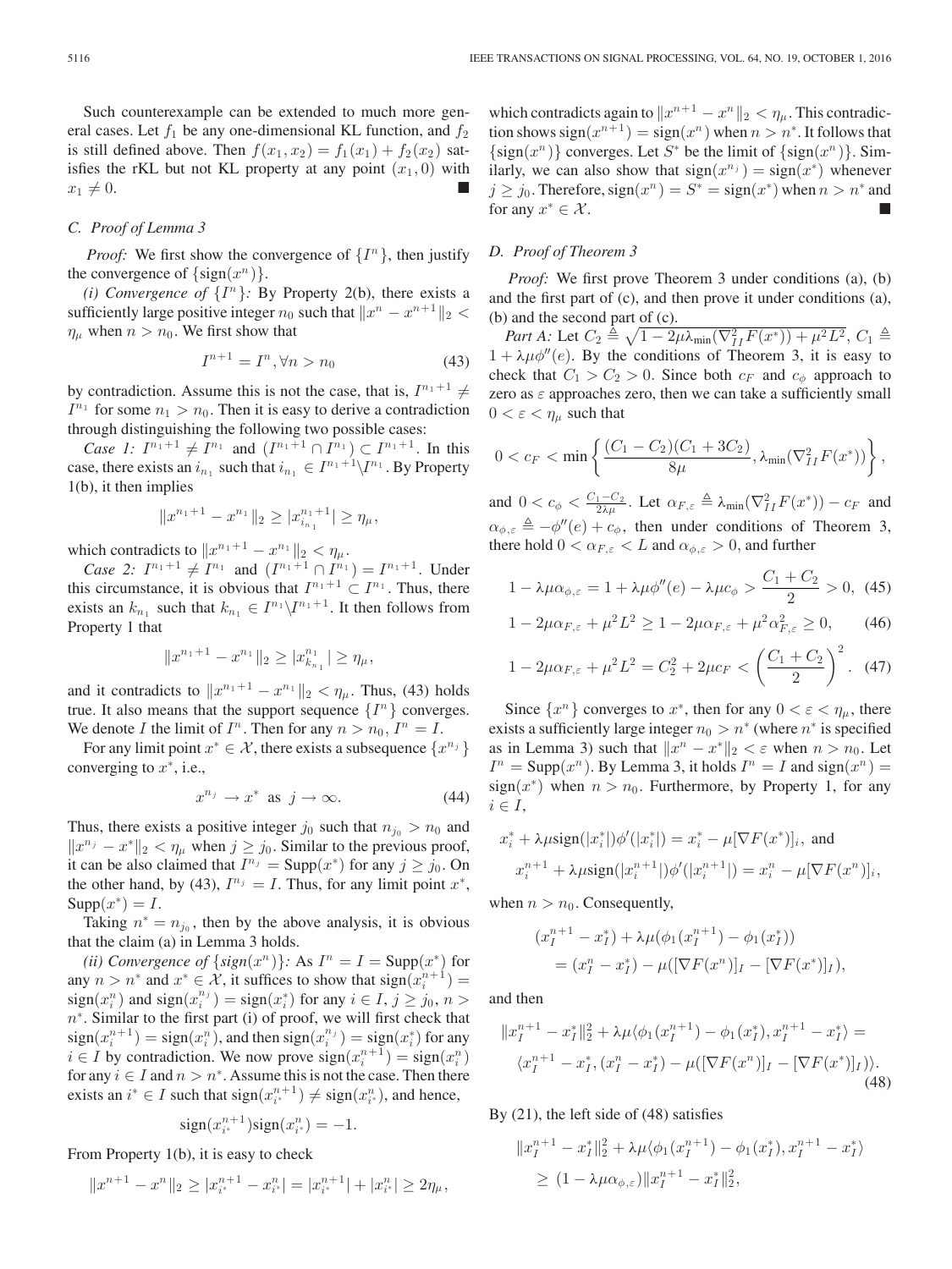Such counterexample can be extended to much more general cases. Let $f_1$ be any one-dimensional KL function, and $f_2$ is still defined above. Then $f(x_1, x_2) = f_1(x_1) + f_2(x_2)$ satisfies the rKL but not KL property at any point $(x_1, 0)$ with $x_1 \neq 0$. ∎

### C. Proof of Lemma 3

*Proof:* We first show the convergence of $\{I^n\}$, then justify the convergence of $\{\text{sign}(x^n)\}$.

*(i) Convergence of $\{I^n\}$:* By Property 2(b), there exists a sufficiently large positive integer $n_0$ such that $\|x^n - x^{n+1}\|_2 < \eta_\mu$ when $n > n_0$. We first show that

$$I^{n+1} = I^n, \forall n > n_0 \tag{43}$$

by contradiction. Assume this is not the case, that is, $I^{n_1+1} \neq I^{n_1}$ for some $n_1 > n_0$. Then it is easy to derive a contradiction through distinguishing the following two possible cases:

*Case 1:* $I^{n_1+1} \neq I^{n_1}$ and $(I^{n_1+1} \cap I^{n_1}) \subset I^{n_1+1}$. In this case, there exists an $i_{n_1}$ such that $i_{n_1} \in I^{n_1+1} \backslash I^{n_1}$. By Property 1(b), it then implies

$$\|x^{n_1+1} - x^{n_1}\|_2 \geq |x_{i_{n_1}}^{n_1+1}| \geq \eta_\mu,$$

which contradicts to $\|x^{n_1+1} - x^{n_1}\|_2 < \eta_\mu$.

*Case 2:* $I^{n_1+1} \neq I^{n_1}$ and $(I^{n_1+1} \cap I^{n_1}) = I^{n_1+1}$. Under this circumstance, it is obvious that $I^{n_1+1} \subset I^{n_1}$. Thus, there exists an $k_{n_1}$ such that $k_{n_1} \in I^{n_1} \backslash I^{n_1+1}$. It then follows from Property 1 that

$$\|x^{n_1+1} - x^{n_1}\|_2 \geq |x_{k_{n_1}}^{n_1}| \geq \eta_\mu,$$

and it contradicts to $\|x^{n_1+1} - x^{n_1}\|_2 < \eta_\mu$. Thus, (43) holds true. It also means that the support sequence $\{I^n\}$ converges. We denote $I$ the limit of $I^n$. Then for any $n > n_0$, $I^n = I$.

For any limit point $x^* \in \mathcal{X}$, there exists a subsequence $\{x^{n_j}\}$ converging to $x^*$, i.e.,

$$x^{n_j} \to x^* \text{ as } j \to \infty. \tag{44}$$

Thus, there exists a positive integer $j_0$ such that $n_{j_0} > n_0$ and $\|x^{n_j} - x^*\|_2 < \eta_\mu$ when $j \geq j_0$. Similar to the previous proof, it can be also claimed that $I^{n_j} = \text{Supp}(x^*)$ for any $j \geq j_0$. On the other hand, by (43), $I^{n_j} = I$. Thus, for any limit point $x^*$, $\text{Supp}(x^*) = I$.

Taking $n^* = n_{j_0}$, then by the above analysis, it is obvious that the claim (a) in Lemma 3 holds.

*(ii) Convergence of $\{sign(x^n)\}$:* As $I^n = I = \text{Supp}(x^*)$ for any $n > n^*$ and $x^* \in \mathcal{X}$, it suffices to show that $\text{sign}(x_i^{n+1}) = \text{sign}(x_i^n)$ and $\text{sign}(x_i^{n_j}) = \text{sign}(x_i^*)$ for any $i \in I$, $j \geq j_0$, $n > n^*$. Similar to the first part (i) of proof, we will first check that $\text{sign}(x_i^{n+1}) = \text{sign}(x_i^n)$, and then $\text{sign}(x_i^{n_j}) = \text{sign}(x_i^*)$ for any $i \in I$ by contradiction. We now prove $\text{sign}(x_i^{n+1}) = \text{sign}(x_i^n)$ for any $i \in I$ and $n > n^*$. Assume this is not the case. Then there exists an $i^* \in I$ such that $\text{sign}(x_{i^*}^{n+1}) \neq \text{sign}(x_{i^*}^n)$, and hence,

$$\text{sign}(x_{i^*}^{n+1})\text{sign}(x_{i^*}^n) = -1.$$

From Property 1(b), it is easy to check

$$\|x^{n+1} - x^n\|_2 \geq |x_{i^*}^{n+1} - x_{i^*}^n| = |x_{i^*}^{n+1}| + |x_{i^*}^n| \geq 2\eta_\mu,$$

which contradicts again to $\|x^{n+1} - x^n\|_2 < \eta_\mu$. This contradiction shows $\text{sign}(x^{n+1}) = \text{sign}(x^n)$ when $n > n^*$. It follows that $\{\text{sign}(x^n)\}$ converges. Let $S^*$ be the limit of $\{\text{sign}(x^n)\}$. Similarly, we can also show that $\text{sign}(x^{n_j}) = \text{sign}(x^*)$ whenever $j \geq j_0$. Therefore, $\text{sign}(x^n) = S^* = \text{sign}(x^*)$ when $n > n^*$ and for any $x^* \in \mathcal{X}$. ∎

### D. Proof of Theorem 3

*Proof:* We first prove Theorem 3 under conditions (a), (b) and the first part of (c), and then prove it under conditions (a), (b) and the second part of (c).

*Part A:* Let $C_2 \triangleq \sqrt{1 - 2\mu\lambda_{\min}(\nabla_{II}^2 F(x^*)) + \mu^2 L^2}$, $C_1 \triangleq 1 + \lambda\mu\phi''(e)$. By the conditions of Theorem 3, it is easy to check that $C_1 > C_2 > 0$. Since both $c_F$ and $c_\phi$ approach to zero as $\varepsilon$ approaches zero, then we can take a sufficiently small $0 < \varepsilon < \eta_\mu$ such that

$$0 < c_F < \min\left\{\frac{(C_1 - C_2)(C_1 + 3C_2)}{8\mu}, \lambda_{\min}(\nabla_{II}^2 F(x^*))\right\},$$

and $0 < c_\phi < \frac{C_1 - C_2}{2\lambda\mu}$. Let $\alpha_{F,\varepsilon} \triangleq \lambda_{\min}(\nabla_{II}^2 F(x^*)) - c_F$ and $\alpha_{\phi,\varepsilon} \triangleq -\phi''(e) + c_\phi$, then under conditions of Theorem 3, there hold $0 < \alpha_{F,\varepsilon} < L$ and $\alpha_{\phi,\varepsilon} > 0$, and further

$$1 - \lambda\mu\alpha_{\phi,\varepsilon} = 1 + \lambda\mu\phi''(e) - \lambda\mu c_\phi > \frac{C_1 + C_2}{2} > 0, \tag{45}$$

$$1 - 2\mu\alpha_{F,\varepsilon} + \mu^2 L^2 \geq 1 - 2\mu\alpha_{F,\varepsilon} + \mu^2\alpha_{F,\varepsilon}^2 \geq 0, \tag{46}$$

$$1 - 2\mu\alpha_{F,\varepsilon} + \mu^2 L^2 = C_2^2 + 2\mu c_F < \left(\frac{C_1 + C_2}{2}\right)^2. \tag{47}$$

Since $\{x^n\}$ converges to $x^*$, then for any $0 < \varepsilon < \eta_\mu$, there exists a sufficiently large integer $n_0 > n^*$ (where $n^*$ is specified as in Lemma 3) such that $\|x^n - x^*\|_2 < \varepsilon$ when $n > n_0$. Let $I^n = \text{Supp}(x^n)$. By Lemma 3, it holds $I^n = I$ and $\text{sign}(x^n) = \text{sign}(x^*)$ when $n > n_0$. Furthermore, by Property 1, for any $i \in I$,

$$x_i^* + \lambda\mu\text{sign}(|x_i^*|)\phi'(|x_i^*|) = x_i^* - \mu[\nabla F(x^*)]_i, \text{ and}$$

$$x_i^{n+1} + \lambda\mu\text{sign}(|x_i^{n+1}|)\phi'(|x_i^{n+1}|) = x_i^n - \mu[\nabla F(x^n)]_i,$$

when $n > n_0$. Consequently,

$$(x_I^{n+1} - x_I^*) + \lambda\mu(\phi_1(x_I^{n+1}) - \phi_1(x_I^*)) = (x_I^n - x_I^*) - \mu([\nabla F(x^n)]_I - [\nabla F(x^*)]_I),$$

and then

$$\|x_I^{n+1} - x_I^*\|_2^2 + \lambda\mu\langle\phi_1(x_I^{n+1}) - \phi_1(x_I^*), x_I^{n+1} - x_I^*\rangle = \langle x_I^{n+1} - x_I^*, (x_I^n - x_I^*) - \mu([\nabla F(x^n)]_I - [\nabla F(x^*)]_I)\rangle. \tag{48}$$

By (21), the left side of (48) satisfies

$$\|x_I^{n+1} - x_I^*\|_2^2 + \lambda\mu\langle\phi_1(x_I^{n+1}) - \phi_1(x_I^*), x_I^{n+1} - x_I^*\rangle \geq (1 - \lambda\mu\alpha_{\phi,\varepsilon})\|x_I^{n+1} - x_I^*\|_2^2,$$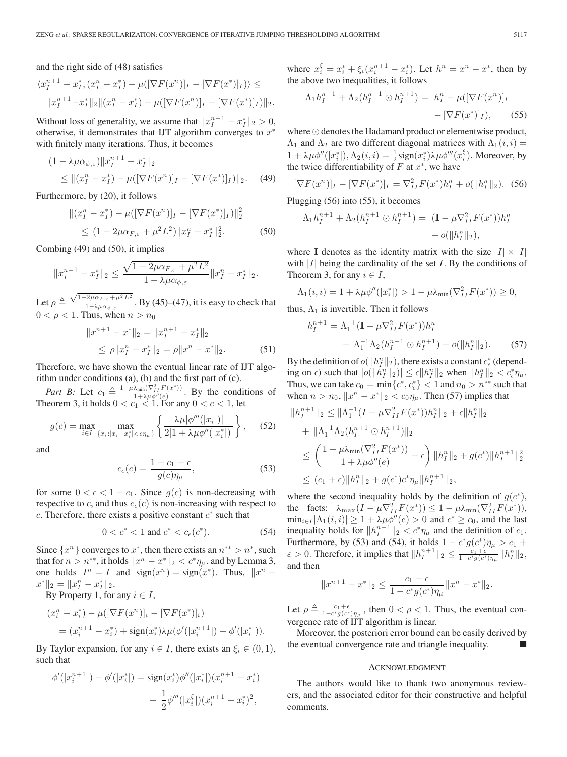and the right side of (48) satisfies

$$\langle x_I^{n+1} - x_I^*, (x_I^n - x_I^*) - \mu([\nabla F(x^n)]_I - [\nabla F(x^*)]_I)\rangle \leq$$
$$\|x_I^{n+1} - x_I^*\|_2 \|(x_I^n - x_I^*) - \mu([\nabla F(x^n)]_I - [\nabla F(x^*)]_I)\|_2.$$

Without loss of generality, we assume that $\|x_I^{n+1} - x_I^*\|_2 > 0$, otherwise, it demonstrates that IJT algorithm converges to $x^*$ with finitely many iterations. Thus, it becomes

$$(1 - \lambda\mu\alpha_{\phi,\varepsilon})\|x_I^{n+1} - x_I^*\|_2 \leq \|(x_I^n - x_I^*) - \mu([\nabla F(x^n)]_I - [\nabla F(x^*)]_I)\|_2. \quad (49)$$

Furthermore, by (20), it follows

$$\|(x_I^n - x_I^*) - \mu([\nabla F(x^n)]_I - [\nabla F(x^*)]_I)\|_2^2 \leq (1 - 2\mu\alpha_{F,\varepsilon} + \mu^2 L^2)\|x_I^n - x_I^*\|_2^2. \quad (50)$$

Combing (49) and (50), it implies

$$\|x_I^{n+1} - x_I^*\|_2 \leq \frac{\sqrt{1 - 2\mu\alpha_{F,\varepsilon} + \mu^2 L^2}}{1 - \lambda\mu\alpha_{\phi,\varepsilon}}\|x_I^n - x_I^*\|_2.$$

Let $\rho \triangleq \frac{\sqrt{1-2\mu\alpha_{F,\varepsilon}+\mu^2 L^2}}{1-\lambda\mu\alpha_{\phi,\varepsilon}}$. By (45)–(47), it is easy to check that $0 < \rho < 1$. Thus, when $n > n_0$

$$\|x^{n+1} - x^*\|_2 = \|x_I^{n+1} - x_I^*\|_2 \leq \rho\|x_I^n - x_I^*\|_2 = \rho\|x^n - x^*\|_2. \quad (51)$$

Therefore, we have shown the eventual linear rate of IJT algorithm under conditions (a), (b) and the first part of (c).

*Part B:* Let $c_1 \triangleq \frac{1-\mu\lambda_{\min}(\nabla_{II}^2 F(x^*))}{1+\lambda\mu\phi''(e)}$. By the conditions of Theorem 3, it holds $0 < c_1 < 1$. For any $0 < c < 1$, let

$$g(c) = \max_{i\in I} \max_{\{x_i : |x_i - x_i^*| < c\eta_\mu\}} \left\{ \frac{\lambda\mu|\phi'''(|x_i|)|}{2|1 + \lambda\mu\phi''(|x_i^*|)|} \right\}, \quad (52)$$

and

$$c_\epsilon(c) = \frac{1 - c_1 - \epsilon}{g(c)\eta_\mu}, \quad (53)$$

for some $0 < \epsilon < 1 - c_1$. Since $g(c)$ is non-decreasing with respective to $c$, and thus $c_\epsilon(c)$ is non-increasing with respect to $c$. Therefore, there exists a positive constant $c^*$ such that

$$0 < c^* < 1 \text{ and } c^* < c_\epsilon(c^*). \quad (54)$$

Since $\{x^n\}$ converges to $x^*$, then there exists an $n^{**} > n^*$, such that for $n > n^{**}$, it holds $\|x^n - x^*\|_2 < c^*\eta_\mu$. and by Lemma 3, one holds $I^n = I$ and $\text{sign}(x^n) = \text{sign}(x^*)$. Thus, $\|x^n - x^*\|_2 = \|x_I^n - x_I^*\|_2$.

By Property 1, for any $i \in I$,

$$(x_i^n - x_i^*) - \mu([\nabla F(x^n)]_i - [\nabla F(x^*)]_i) = (x_i^{n+1} - x_i^*) + \text{sign}(x_i^*)\lambda\mu(\phi'(|x_i^{n+1}|) - \phi'(|x_i^*|)).$$

By Taylor expansion, for any $i \in I$, there exists an $\xi_i \in (0,1)$, such that

$$\phi'(|x_i^{n+1}|) - \phi'(|x_i^*|) = \text{sign}(x_i^*)\phi''(|x_i^*|)(x_i^{n+1} - x_i^*) + \frac{1}{2}\phi'''(|x_i^\xi|)(x_i^{n+1} - x_i^*)^2,$$

where $x_i^\xi = x_i^* + \xi_i(x_i^{n+1} - x_i^*)$. Let $h^n = x^n - x^*$, then by the above two inequalities, it follows

$$\Lambda_1 h_I^{n+1} + \Lambda_2(h_I^{n+1} \odot h_I^{n+1}) = h_I^n - \mu([\nabla F(x^n)]_I - [\nabla F(x^*)]_I), \quad (55)$$

where $\odot$ denotes the Hadamard product or elementwise product, $\Lambda_1$ and $\Lambda_2$ are two different diagonal matrices with $\Lambda_1(i,i) = 1 + \lambda\mu\phi''(|x_i^*|)$, $\Lambda_2(i,i) = \frac{1}{2}\text{sign}(x_i^*)\lambda\mu\phi'''(x_i^\xi)$. Moreover, by the twice differentiability of $F$ at $x^*$, we have

$$[\nabla F(x^n)]_I - [\nabla F(x^*)]_I = \nabla_{II}^2 F(x^*)h_I^n + o(\|h_I^n\|_2). \quad (56)$$

Plugging (56) into (55), it becomes

$$\Lambda_1 h_I^{n+1} + \Lambda_2(h_I^{n+1} \odot h_I^{n+1}) = (\mathbf{I} - \mu\nabla_{II}^2 F(x^*))h_I^n + o(\|h_I^n\|_2),$$

where $\mathbf{I}$ denotes as the identity matrix with the size $|I| \times |I|$ with $|I|$ being the cardinality of the set $I$. By the conditions of Theorem 3, for any $i \in I$,

$$\Lambda_1(i,i) = 1 + \lambda\mu\phi''(|x_i^*|) > 1 - \mu\lambda_{\min}(\nabla_{II}^2 F(x^*)) \geq 0,$$

thus, $\Lambda_1$ is invertible. Then it follows

$$h_I^{n+1} = \Lambda_1^{-1}(\mathbf{I} - \mu\nabla_{II}^2 F(x^*))h_I^n - \Lambda_1^{-1}\Lambda_2(h_I^{n+1} \odot h_I^{n+1}) + o(\|h_I^n\|_2). \quad (57)$$

By the definition of $o(\|h_I^n\|_2)$, there exists a constant $c_\epsilon^*$ (depending on $\epsilon$) such that $|o(\|h_I^n\|_2)| \leq \epsilon\|h_I^n\|_2$ when $\|h_I^n\|_2 < c_\epsilon^*\eta_\mu$. Thus, we can take $c_0 = \min\{c^*, c_\epsilon^*\} < 1$ and $n_0 > n^{**}$ such that when $n > n_0$, $\|x^n - x^*\|_2 < c_0\eta_\mu$. Then (57) implies that

$$\begin{aligned}
\|h_I^{n+1}\|_2 &\leq \|\Lambda_1^{-1}(I - \mu\nabla_{II}^2 F(x^*))h_I^n\|_2 + \epsilon\|h_I^n\|_2 \\
&\quad + \|\Lambda_1^{-1}\Lambda_2(h_I^{n+1} \odot h_I^{n+1})\|_2 \\
&\leq \left(\frac{1 - \mu\lambda_{\min}(\nabla_{II}^2 F(x^*))}{1 + \lambda\mu\phi''(e)} + \epsilon\right)\|h_I^n\|_2 + g(c^*)\|h_I^{n+1}\|_2^2 \\
&\leq (c_1 + \epsilon)\|h_I^n\|_2 + g(c^*)c^*\eta_\mu\|h_I^{n+1}\|_2,
\end{aligned}$$

where the second inequality holds by the definition of $g(c^*)$, the facts: $\lambda_{\max}(I - \mu\nabla_{II}^2 F(x^*)) \leq 1 - \mu\lambda_{\min}(\nabla_{II}^2 F(x^*))$, $\min_{i\in I}|\Lambda_1(i,i)| \geq 1 + \lambda\mu\phi''(e) > 0$ and $c^* \geq c_0$, and the last inequality holds for $\|h_I^{n+1}\|_2 < c^*\eta_\mu$ and the definition of $c_1$. Furthermore, by (53) and (54), it holds $1 - c^*g(c^*)\eta_\mu > c_1 + \varepsilon > 0$. Therefore, it implies that $\|h_I^{n+1}\|_2 \leq \frac{c_1+\epsilon}{1-c^*g(c^*)\eta_\mu}\|h_I^n\|_2$, and then

$$\|x^{n+1} - x^*\|_2 \leq \frac{c_1 + \epsilon}{1 - c^*g(c^*)\eta_\mu}\|x^n - x^*\|_2.$$

Let $\rho \triangleq \frac{c_1+\epsilon}{1-c^*g(c^*)\eta_\mu}$, then $0 < \rho < 1$. Thus, the eventual convergence rate of IJT algorithm is linear.

Moreover, the posteriori error bound can be easily derived by the eventual convergence rate and triangle inequality. ∎

## ACKNOWLEDGMENT

The authors would like to thank two anonymous reviewers, and the associated editor for their constructive and helpful comments.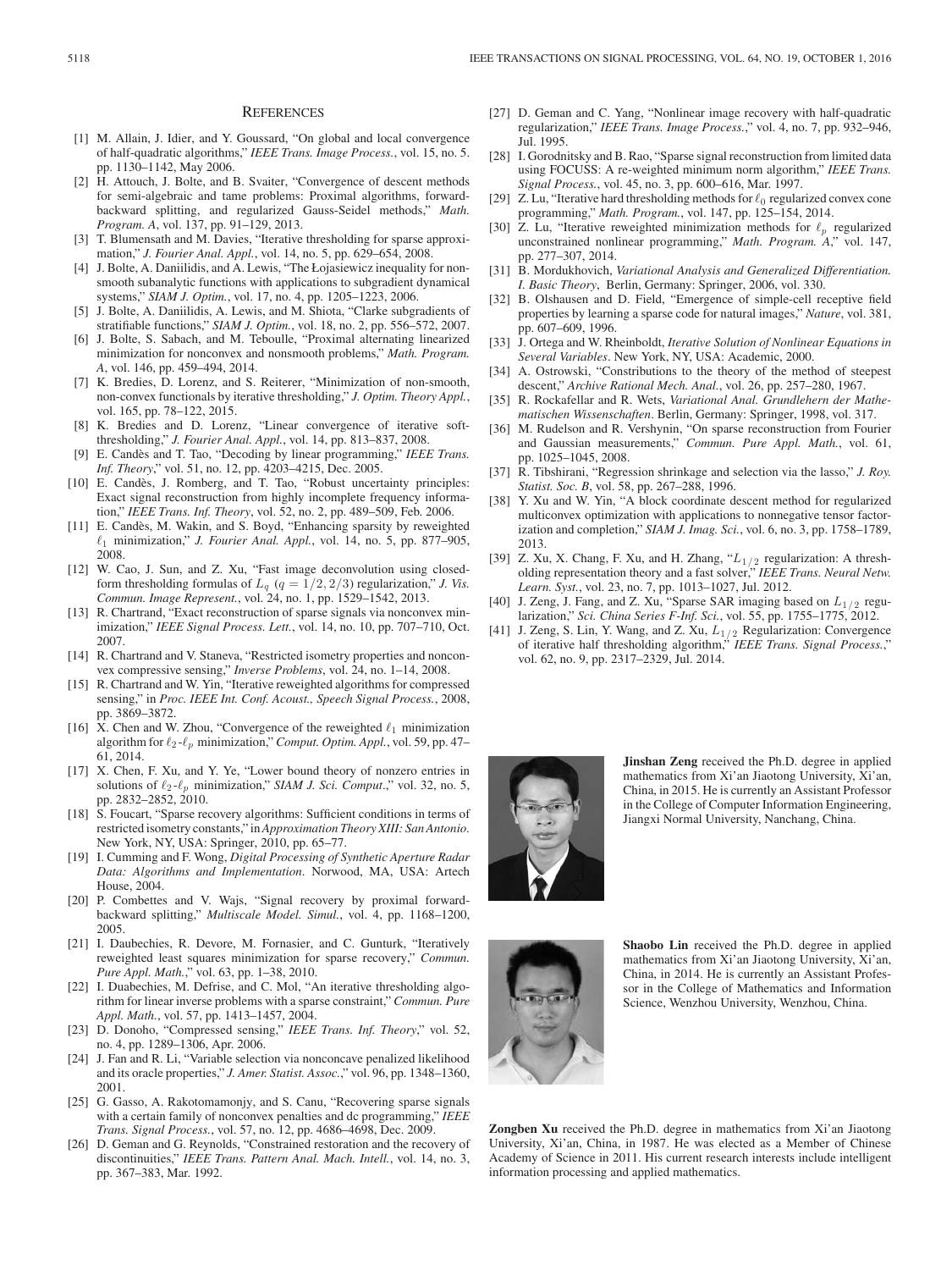## References

[1] M. Allain, J. Idier, and Y. Goussard, "On global and local convergence of half-quadratic algorithms," *IEEE Trans. Image Process.*, vol. 15, no. 5. pp. 1130–1142, May 2006.

[2] H. Attouch, J. Bolte, and B. Svaiter, "Convergence of descent methods for semi-algebraic and tame problems: Proximal algorithms, forward-backward splitting, and regularized Gauss-Seidel methods," *Math. Program. A*, vol. 137, pp. 91–129, 2013.

[3] T. Blumensath and M. Davies, "Iterative thresholding for sparse approximation," *J. Fourier Anal. Appl.*, vol. 14, no. 5, pp. 629–654, 2008.

[4] J. Bolte, A. Daniilidis, and A. Lewis, "The Łojasiewicz inequality for nonsmooth subanalytic functions with applications to subgradient dynamical systems," *SIAM J. Optim.*, vol. 17, no. 4, pp. 1205–1223, 2006.

[5] J. Bolte, A. Daniilidis, A. Lewis, and M. Shiota, "Clarke subgradients of stratifiable functions," *SIAM J. Optim.*, vol. 18, no. 2, pp. 556–572, 2007.

[6] J. Bolte, S. Sabach, and M. Teboulle, "Proximal alternating linearized minimization for nonconvex and nonsmooth problems," *Math. Program. A*, vol. 146, pp. 459–494, 2014.

[7] K. Bredies, D. Lorenz, and S. Reiterer, "Minimization of non-smooth, non-convex functionals by iterative thresholding," *J. Optim. Theory Appl.*, vol. 165, pp. 78–122, 2015.

[8] K. Bredies and D. Lorenz, "Linear convergence of iterative soft-thresholding," *J. Fourier Anal. Appl.*, vol. 14, pp. 813–837, 2008.

[9] E. Candès and T. Tao, "Decoding by linear programming," *IEEE Trans. Inf. Theory*," vol. 51, no. 12, pp. 4203–4215, Dec. 2005.

[10] E. Candès, J. Romberg, and T. Tao, "Robust uncertainty principles: Exact signal reconstruction from highly incomplete frequency information," *IEEE Trans. Inf. Theory*, vol. 52, no. 2, pp. 489–509, Feb. 2006.

[11] E. Candès, M. Wakin, and S. Boyd, "Enhancing sparsity by reweighted $\ell_1$ minimization," *J. Fourier Anal. Appl.*, vol. 14, no. 5, pp. 877–905, 2008.

[12] W. Cao, J. Sun, and Z. Xu, "Fast image deconvolution using closed-form thresholding formulas of $L_q$ $(q = 1/2, 2/3)$ regularization," *J. Vis. Commun. Image Represent.*, vol. 24, no. 1, pp. 1529–1542, 2013.

[13] R. Chartrand, "Exact reconstruction of sparse signals via nonconvex minimization," *IEEE Signal Process. Lett.*, vol. 14, no. 10, pp. 707–710, Oct. 2007.

[14] R. Chartrand and V. Staneva, "Restricted isometry properties and nonconvex compressive sensing," *Inverse Problems*, vol. 24, no. 1, pp. 1–14, 2008.

[15] R. Chartrand and W. Yin, "Iterative reweighted algorithms for compressed sensing," in *Proc. IEEE Int. Conf. Acoust., Speech Signal Process.*, 2008, pp. 3869–3872.

[16] X. Chen and W. Zhou, "Convergence of the reweighted $\ell_1$ minimization algorithm for $\ell_2$-$\ell_p$ minimization," *Comput. Optim. Appl.*, vol. 59, pp. 47–61, 2014.

[17] X. Chen, F. Xu, and Y. Ye, "Lower bound theory of nonzero entries in solutions of $\ell_2$-$\ell_p$ minimization," *SIAM J. Sci. Comput.*," vol. 32, no. 5, pp. 2832–2852, 2010.

[18] S. Foucart, "Sparse recovery algorithms: Sufficient conditions in terms of restricted isometry constants," in *Approximation Theory XIII: San Antonio*. New York, NY, USA: Springer, 2010, pp. 65–77.

[19] I. Cumming and F. Wong, *Digital Processing of Synthetic Aperture Radar Data: Algorithms and Implementation*. Norwood, MA, USA: Artech House, 2004.

[20] P. Combettes and V. Wajs, "Signal recovery by proximal forward-backward splitting," *Multiscale Model. Simul.*, vol. 4, pp. 1168–1200, 2005.

[21] I. Daubechies, R. Devore, M. Fornasier, and C. Gunturk, "Iteratively reweighted least squares minimization for sparse recovery," *Commun. Pure Appl. Math.*," vol. 63, pp. 1–38, 2010.

[22] I. Duabechies, M. Defrise, and C. Mol, "An iterative thresholding algorithm for linear inverse problems with a sparse constraint," *Commun. Pure Appl. Math.*, vol. 57, pp. 1413–1457, 2004.

[23] D. Donoho, "Compressed sensing," *IEEE Trans. Inf. Theory*," vol. 52, no. 4, pp. 1289–1306, Apr. 2006.

[24] J. Fan and R. Li, "Variable selection via nonconcave penalized likelihood and its oracle properties," *J. Amer. Statist. Assoc.*," vol. 96, pp. 1348–1360, 2001.

[25] G. Gasso, A. Rakotomamonjy, and S. Canu, "Recovering sparse signals with a certain family of nonconvex penalties and dc programming," *IEEE Trans. Signal Process.*, vol. 57, no. 12, pp. 4686–4698, Dec. 2009.

[26] D. Geman and G. Reynolds, "Constrained restoration and the recovery of discontinuities," *IEEE Trans. Pattern Anal. Mach. Intell.*, vol. 14, no. 3, pp. 367–383, Mar. 1992.

[27] D. Geman and C. Yang, "Nonlinear image recovery with half-quadratic regularization," *IEEE Trans. Image Process.*," vol. 4, no. 7, pp. 932–946, Jul. 1995.

[28] I. Gorodnitsky and B. Rao, "Sparse signal reconstruction from limited data using FOCUSS: A re-weighted minimum norm algorithm," *IEEE Trans. Signal Process.*, vol. 45, no. 3, pp. 600–616, Mar. 1997.

[29] Z. Lu, "Iterative hard thresholding methods for $\ell_0$ regularized convex cone programming," *Math. Program.*, vol. 147, pp. 125–154, 2014.

[30] Z. Lu, "Iterative reweighted minimization methods for $\ell_p$ regularized unconstrained nonlinear programming," *Math. Program. A*," vol. 147, pp. 277–307, 2014.

[31] B. Mordukhovich, *Variational Analysis and Generalized Differentiation. I. Basic Theory*, Berlin, Germany: Springer, 2006, vol. 330.

[32] B. Olshausen and D. Field, "Emergence of simple-cell receptive field properties by learning a sparse code for natural images," *Nature*, vol. 381, pp. 607–609, 1996.

[33] J. Ortega and W. Rheinboldt, *Iterative Solution of Nonlinear Equations in Several Variables*. New York, NY, USA: Academic, 2000.

[34] A. Ostrowski, "Constributions to the theory of the method of steepest descent," *Archive Rational Mech. Anal.*, vol. 26, pp. 257–280, 1967.

[35] R. Rockafellar and R. Wets, *Variational Anal. Grundlehern der Mathematischen Wissenschaften*. Berlin, Germany: Springer, 1998, vol. 317.

[36] M. Rudelson and R. Vershynin, "On sparse reconstruction from Fourier and Gaussian measurements," *Commun. Pure Appl. Math.*, vol. 61, pp. 1025–1045, 2008.

[37] R. Tibshirani, "Regression shrinkage and selection via the lasso," *J. Roy. Statist. Soc. B*, vol. 58, pp. 267–288, 1996.

[38] Y. Xu and W. Yin, "A block coordinate descent method for regularized multiconvex optimization with applications to nonnegative tensor factorization and completion," *SIAM J. Imag. Sci.*, vol. 6, no. 3, pp. 1758–1789, 2013.

[39] Z. Xu, X. Chang, F. Xu, and H. Zhang, "$L_{1/2}$ regularization: A thresholding representation theory and a fast solver," *IEEE Trans. Neural Netw. Learn. Syst.*, vol. 23, no. 7, pp. 1013–1027, Jul. 2012.

[40] J. Zeng, J. Fang, and Z. Xu, "Sparse SAR imaging based on $L_{1/2}$ regularization," *Sci. China Series F-Inf. Sci.*, vol. 55, pp. 1755–1775, 2012.

[41] J. Zeng, S. Lin, Y. Wang, and Z. Xu, $L_{1/2}$ Regularization: Convergence of iterative half thresholding algorithm," *IEEE Trans. Signal Process.*," vol. 62, no. 9, pp. 2317–2329, Jul. 2014.

**Jinshan Zeng** received the Ph.D. degree in applied mathematics from Xi'an Jiaotong University, Xi'an, China, in 2015. He is currently an Assistant Professor in the College of Computer Information Engineering, Jiangxi Normal University, Nanchang, China.

**Shaobo Lin** received the Ph.D. degree in applied mathematics from Xi'an Jiaotong University, Xi'an, China, in 2014. He is currently an Assistant Professor in the College of Mathematics and Information Science, Wenzhou University, Wenzhou, China.

**Zongben Xu** received the Ph.D. degree in mathematics from Xi'an Jiaotong University, Xi'an, China, in 1987. He was elected as a Member of Chinese Academy of Science in 2011. His current research interests include intelligent information processing and applied mathematics.